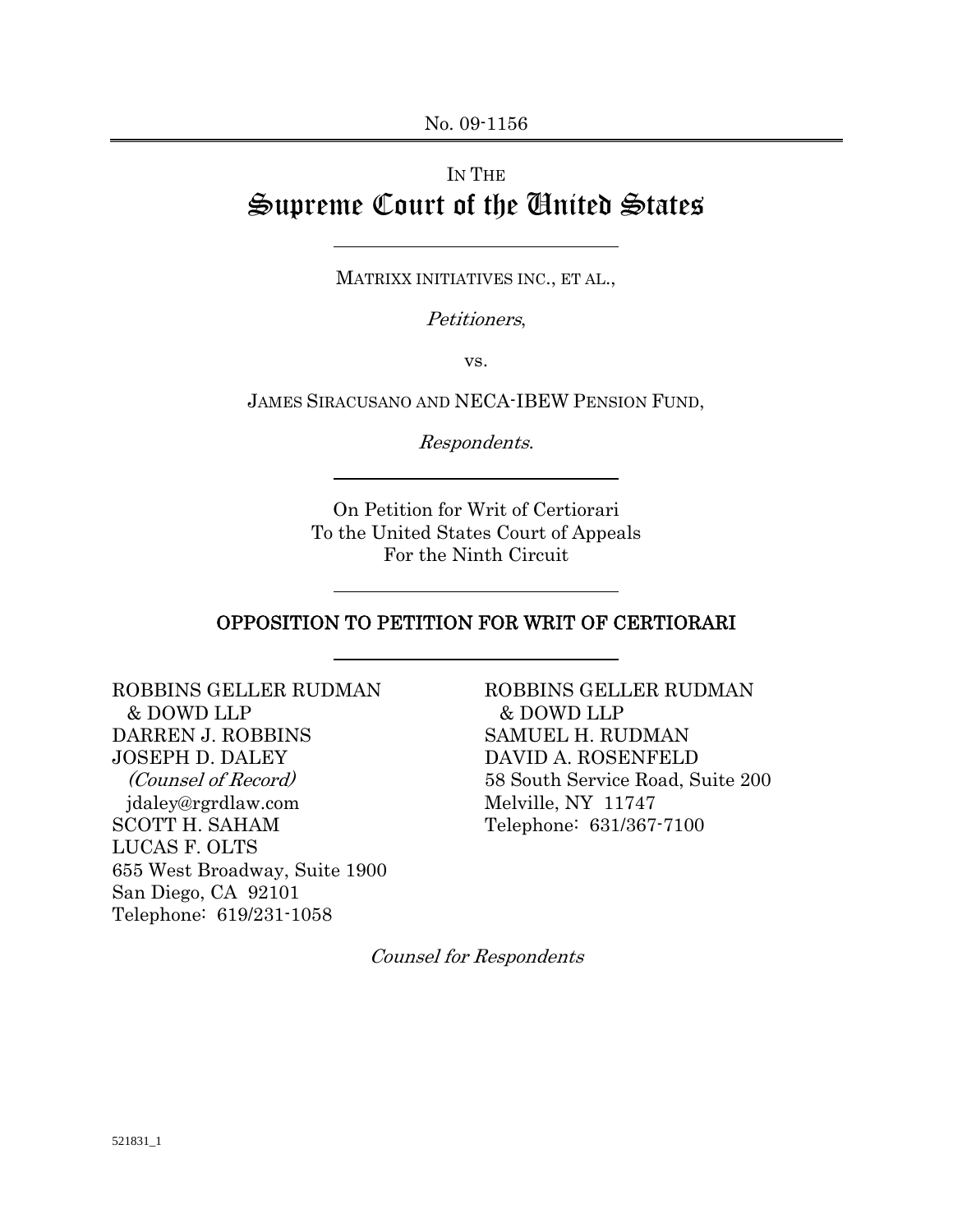No. 09-1156

IN THE

# Supreme Court of the United States

MATRIXX INITIATIVES INC., ET AL.,

*Petitioners*,

vs.

JAMES SIRACUSANO AND NECA-IBEW PENSION FUND,

*Respondents*.

On Petition for Writ of Certiorari
To the United States Court of Appeals
For the Ninth Circuit

## OPPOSITION TO PETITION FOR WRIT OF CERTIORARI

ROBBINS GELLER RUDMAN
& DOWD LLP
DARREN J. ROBBINS
JOSEPH D. DALEY
*(Counsel of Record)*
jdaley@rgrdlaw.com
SCOTT H. SAHAM
LUCAS F. OLTS
655 West Broadway, Suite 1900
San Diego, CA 92101
Telephone: 619/231-1058

ROBBINS GELLER RUDMAN
& DOWD LLP
SAMUEL H. RUDMAN
DAVID A. ROSENFELD
58 South Service Road, Suite 200
Melville, NY 11747
Telephone: 631/367-7100

*Counsel for Respondents*

521831_1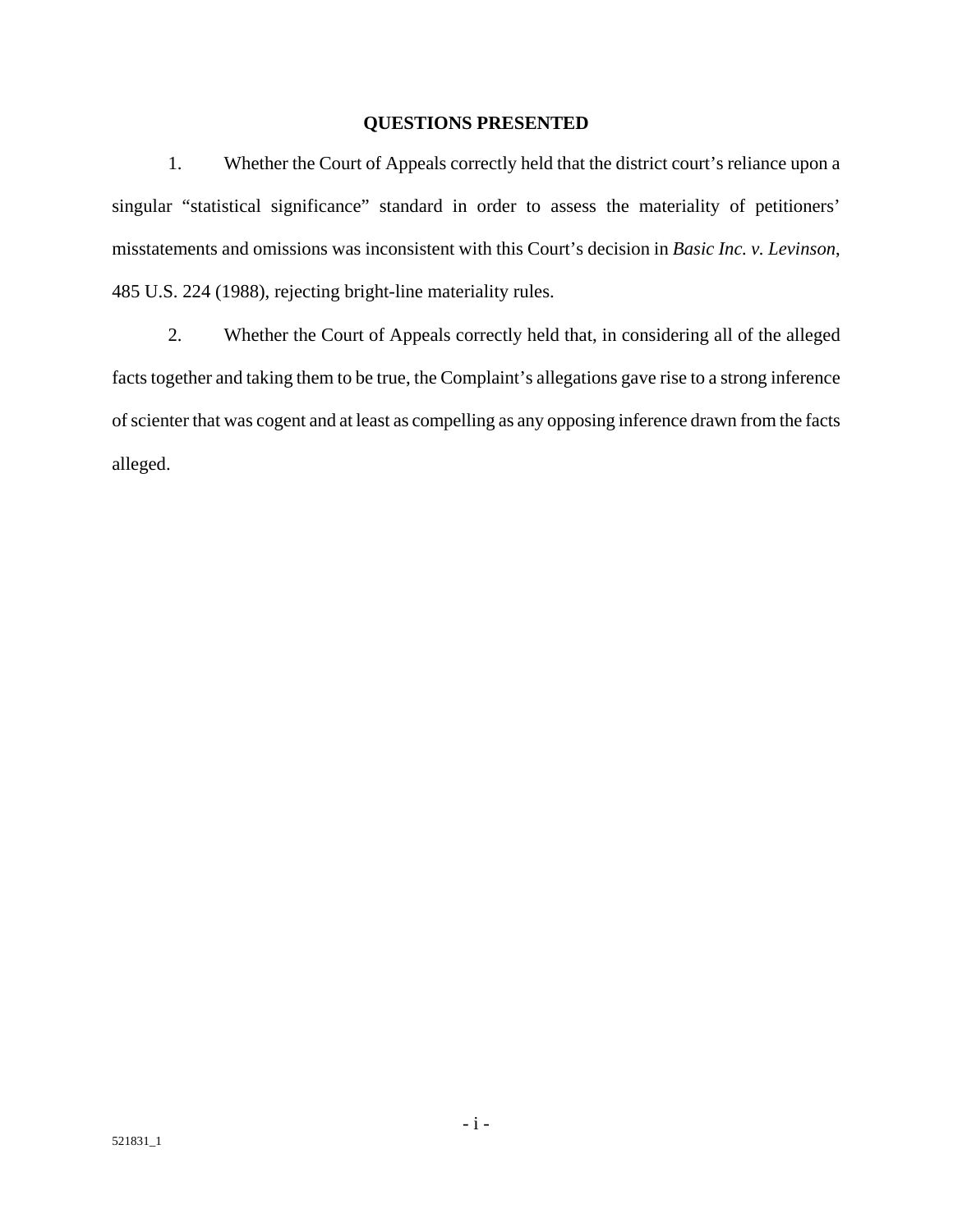## QUESTIONS PRESENTED

1. Whether the Court of Appeals correctly held that the district court's reliance upon a singular "statistical significance" standard in order to assess the materiality of petitioners' misstatements and omissions was inconsistent with this Court's decision in *Basic Inc. v. Levinson*, 485 U.S. 224 (1988), rejecting bright-line materiality rules.

2. Whether the Court of Appeals correctly held that, in considering all of the alleged facts together and taking them to be true, the Complaint's allegations gave rise to a strong inference of scienter that was cogent and at least as compelling as any opposing inference drawn from the facts alleged.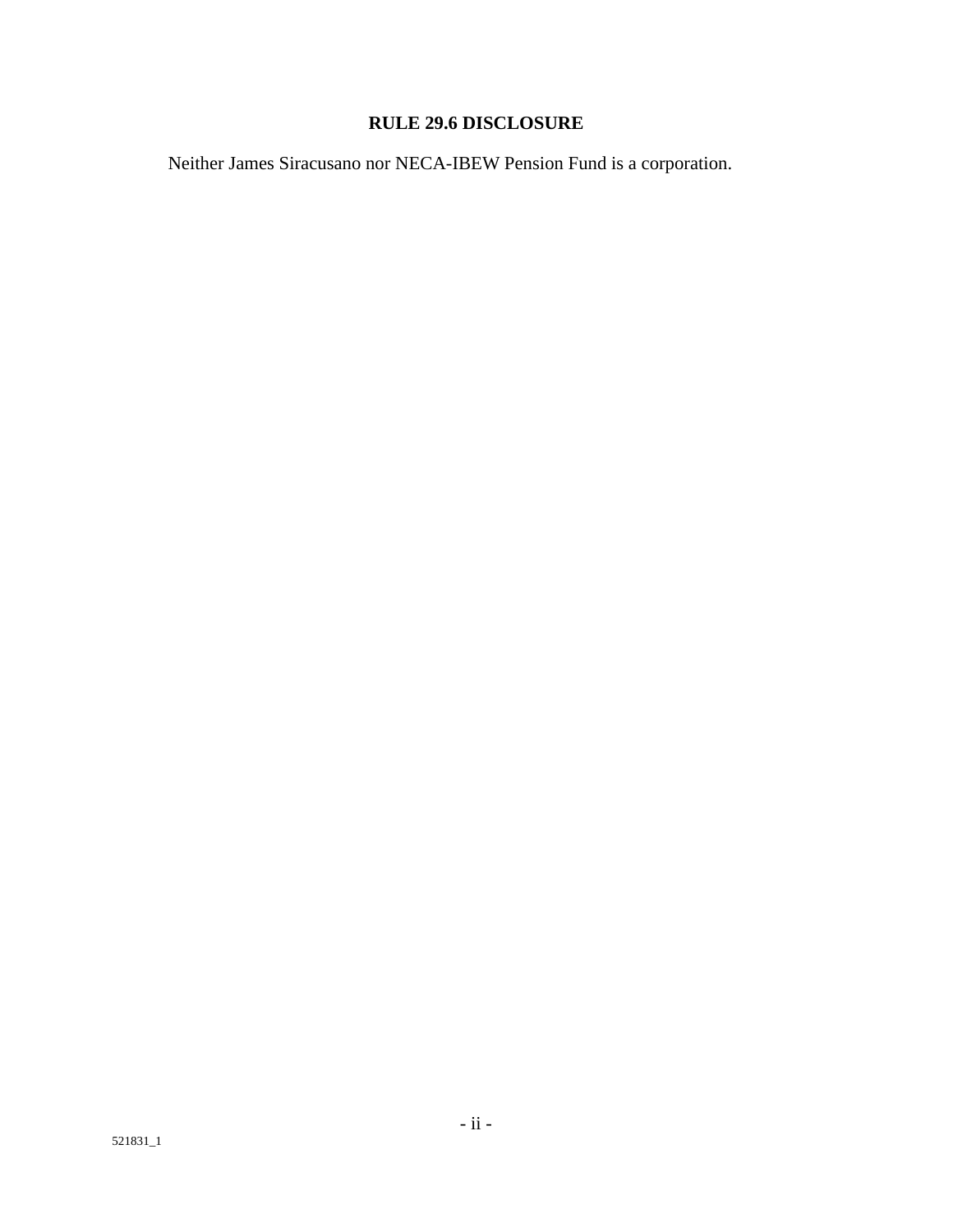## RULE 29.6 DISCLOSURE

Neither James Siracusano nor NECA-IBEW Pension Fund is a corporation.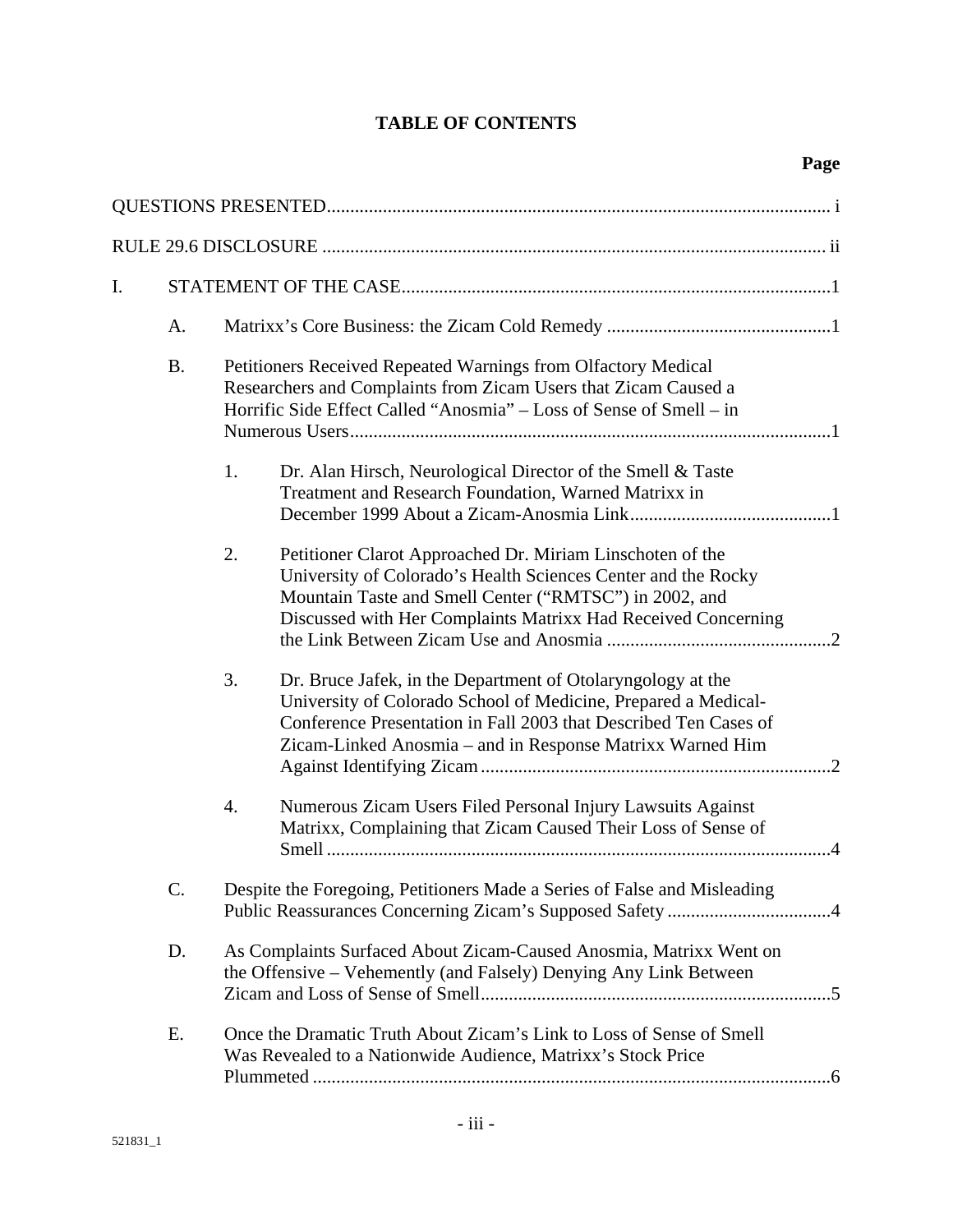# TABLE OF CONTENTS

**Page**

QUESTIONS PRESENTED ........................................................................................................ i

RULE 29.6 DISCLOSURE ...................................................................................................... ii

I. STATEMENT OF THE CASE ............................................................................................ 1

A. Matrixx's Core Business: the Zicam Cold Remedy ................................................ 1

B. Petitioners Received Repeated Warnings from Olfactory Medical Researchers and Complaints from Zicam Users that Zicam Caused a Horrific Side Effect Called "Anosmia" – Loss of Sense of Smell – in Numerous Users ........................................................................................ 1

1. Dr. Alan Hirsch, Neurological Director of the Smell & Taste Treatment and Research Foundation, Warned Matrixx in December 1999 About a Zicam-Anosmia Link ........................................... 1

2. Petitioner Clarot Approached Dr. Miriam Linschoten of the University of Colorado's Health Sciences Center and the Rocky Mountain Taste and Smell Center ("RMTSC") in 2002, and Discussed with Her Complaints Matrixx Had Received Concerning the Link Between Zicam Use and Anosmia ................................................ 2

3. Dr. Bruce Jafek, in the Department of Otolaryngology at the University of Colorado School of Medicine, Prepared a Medical-Conference Presentation in Fall 2003 that Described Ten Cases of Zicam-Linked Anosmia – and in Response Matrixx Warned Him Against Identifying Zicam .......................................................................... 2

4. Numerous Zicam Users Filed Personal Injury Lawsuits Against Matrixx, Complaining that Zicam Caused Their Loss of Sense of Smell ............................................................................................ 4

C. Despite the Foregoing, Petitioners Made a Series of False and Misleading Public Reassurances Concerning Zicam's Supposed Safety ................................... 4

D. As Complaints Surfaced About Zicam-Caused Anosmia, Matrixx Went on the Offensive – Vehemently (and Falsely) Denying Any Link Between Zicam and Loss of Sense of Smell .......................................................................... 5

E. Once the Dramatic Truth About Zicam's Link to Loss of Sense of Smell Was Revealed to a Nationwide Audience, Matrixx's Stock Price Plummeted ............................................................................................................... 6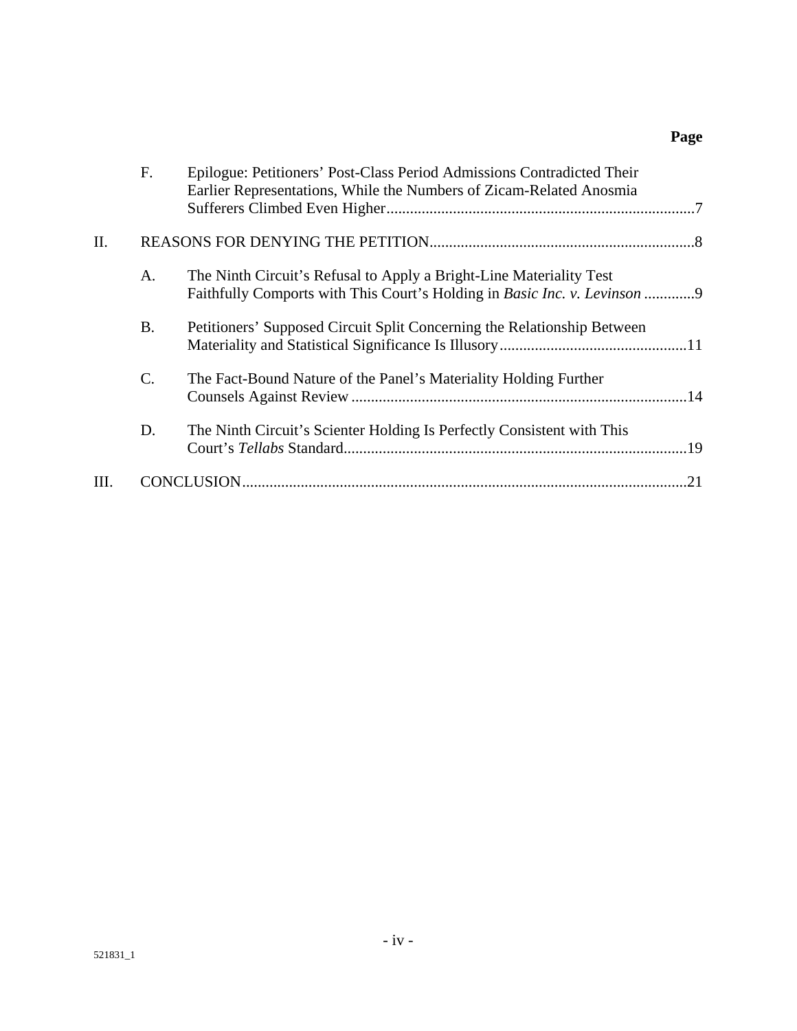**Page**

F. Epilogue: Petitioners' Post-Class Period Admissions Contradicted Their Earlier Representations, While the Numbers of Zicam-Related Anosmia Sufferers Climbed Even Higher ..... 7

II. REASONS FOR DENYING THE PETITION ..... 8

A. The Ninth Circuit's Refusal to Apply a Bright-Line Materiality Test Faithfully Comports with This Court's Holding in *Basic Inc. v. Levinson* ..... 9

B. Petitioners' Supposed Circuit Split Concerning the Relationship Between Materiality and Statistical Significance Is Illusory ..... 11

C. The Fact-Bound Nature of the Panel's Materiality Holding Further Counsels Against Review ..... 14

D. The Ninth Circuit's Scienter Holding Is Perfectly Consistent with This Court's *Tellabs* Standard ..... 19

III. CONCLUSION ..... 21

521831_1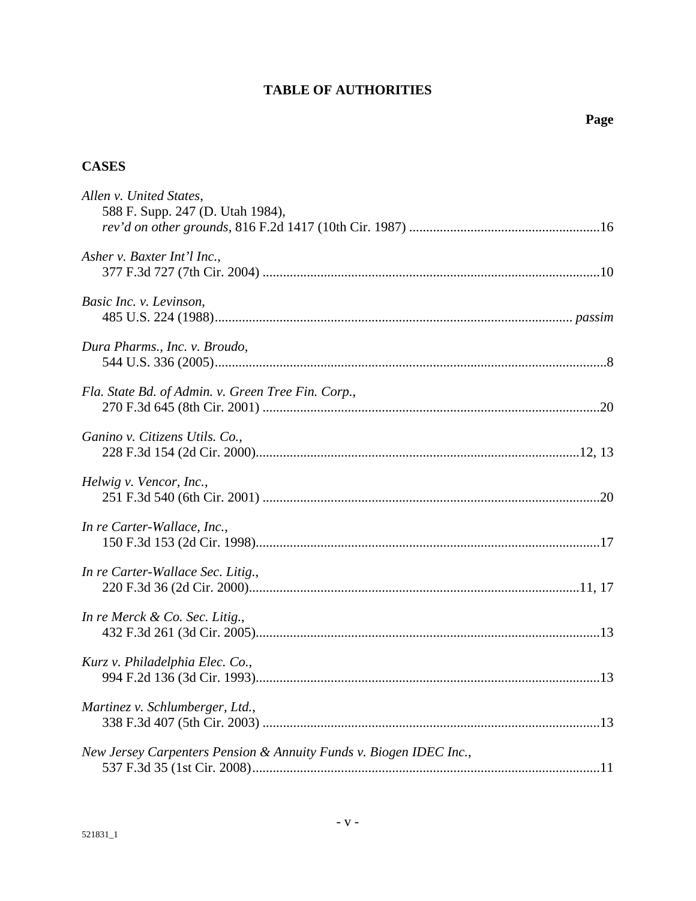# TABLE OF AUTHORITIES

**Page**

## CASES

*Allen v. United States*,
588 F. Supp. 247 (D. Utah 1984),
*rev'd on other grounds*, 816 F.2d 1417 (10th Cir. 1987) ........................................................16

*Asher v. Baxter Int'l Inc.*,
377 F.3d 727 (7th Cir. 2004) ...................................................................................................10

*Basic Inc. v. Levinson*,
485 U.S. 224 (1988)......................................................................................................... *passim*

*Dura Pharms., Inc. v. Broudo*,
544 U.S. 336 (2005)...................................................................................................................8

*Fla. State Bd. of Admin. v. Green Tree Fin. Corp.*,
270 F.3d 645 (8th Cir. 2001) ...................................................................................................20

*Ganino v. Citizens Utils. Co.*,
228 F.3d 154 (2d Cir. 2000)..............................................................................................12, 13

*Helwig v. Vencor, Inc.*,
251 F.3d 540 (6th Cir. 2001) ...................................................................................................20

*In re Carter-Wallace, Inc.*,
150 F.3d 153 (2d Cir. 1998).....................................................................................................17

*In re Carter-Wallace Sec. Litig.*,
220 F.3d 36 (2d Cir. 2000)................................................................................................11, 17

*In re Merck & Co. Sec. Litig.*,
432 F.3d 261 (3d Cir. 2005).....................................................................................................13

*Kurz v. Philadelphia Elec. Co.*,
994 F.2d 136 (3d Cir. 1993).....................................................................................................13

*Martinez v. Schlumberger, Ltd.*,
338 F.3d 407 (5th Cir. 2003) ...................................................................................................13

*New Jersey Carpenters Pension & Annuity Funds v. Biogen IDEC Inc.*,
537 F.3d 35 (1st Cir. 2008)......................................................................................................11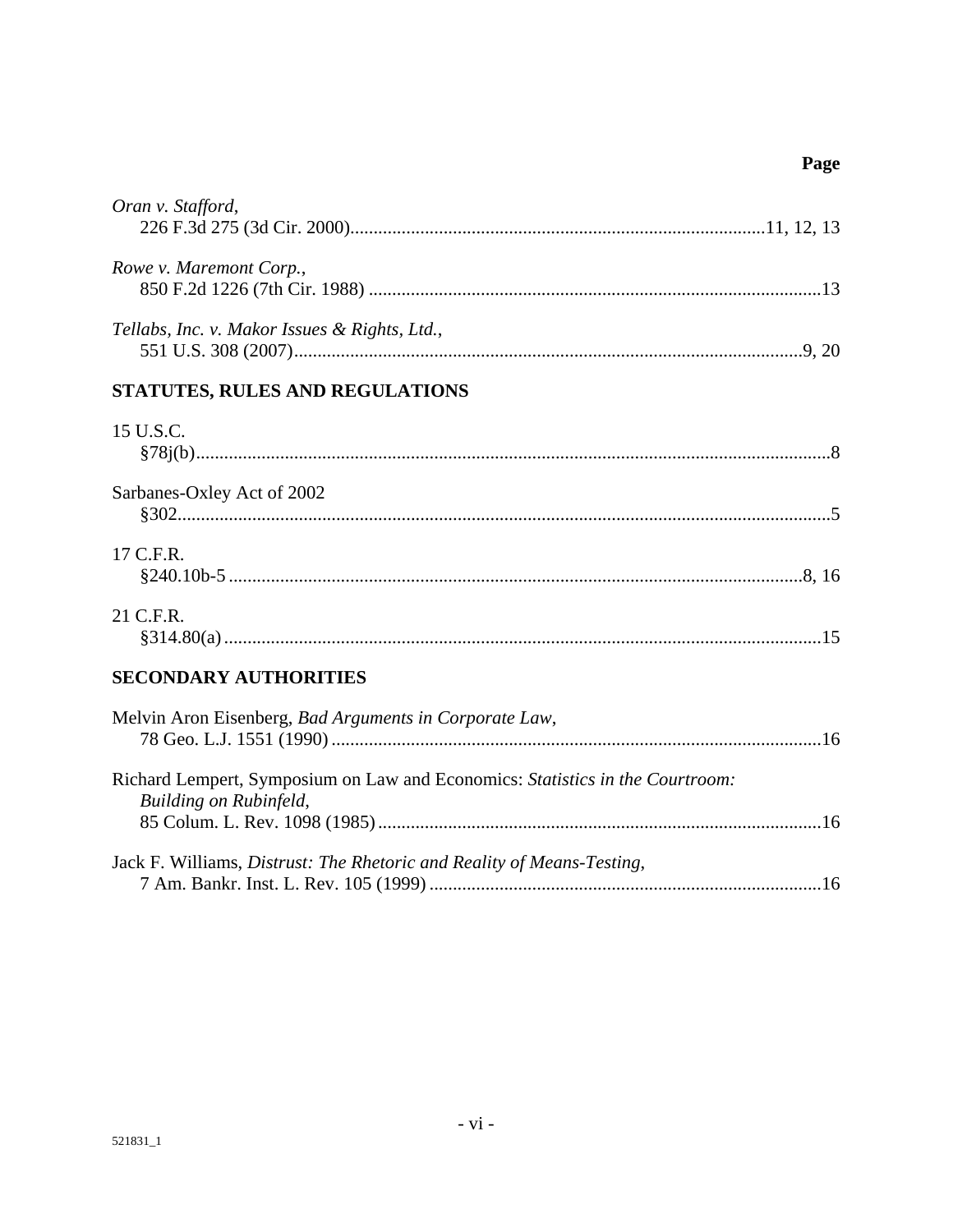**Page**

*Oran v. Stafford*,
226 F.3d 275 (3d Cir. 2000)........................................................................................11, 12, 13

*Rowe v. Maremont Corp.*,
850 F.2d 1226 (7th Cir. 1988) ................................................................................................13

*Tellabs, Inc. v. Makor Issues & Rights, Ltd.*,
551 U.S. 308 (2007)............................................................................................................9, 20

## STATUTES, RULES AND REGULATIONS

15 U.S.C.
§78j(b).........................................................................................................................................8

Sarbanes-Oxley Act of 2002
§302...........................................................................................................................................5

17 C.F.R.
§240.10b-5 ..........................................................................................................................8, 16

21 C.F.R.
§314.80(a) ................................................................................................................................15

## SECONDARY AUTHORITIES

Melvin Aron Eisenberg, *Bad Arguments in Corporate Law*,
78 Geo. L.J. 1551 (1990) .........................................................................................................16

Richard Lempert, Symposium on Law and Economics: *Statistics in the Courtroom: Building on Rubinfeld*,
85 Colum. L. Rev. 1098 (1985) ...............................................................................................16

Jack F. Williams, *Distrust: The Rhetoric and Reality of Means-Testing*,
7 Am. Bankr. Inst. L. Rev. 105 (1999) ....................................................................................16

521831_1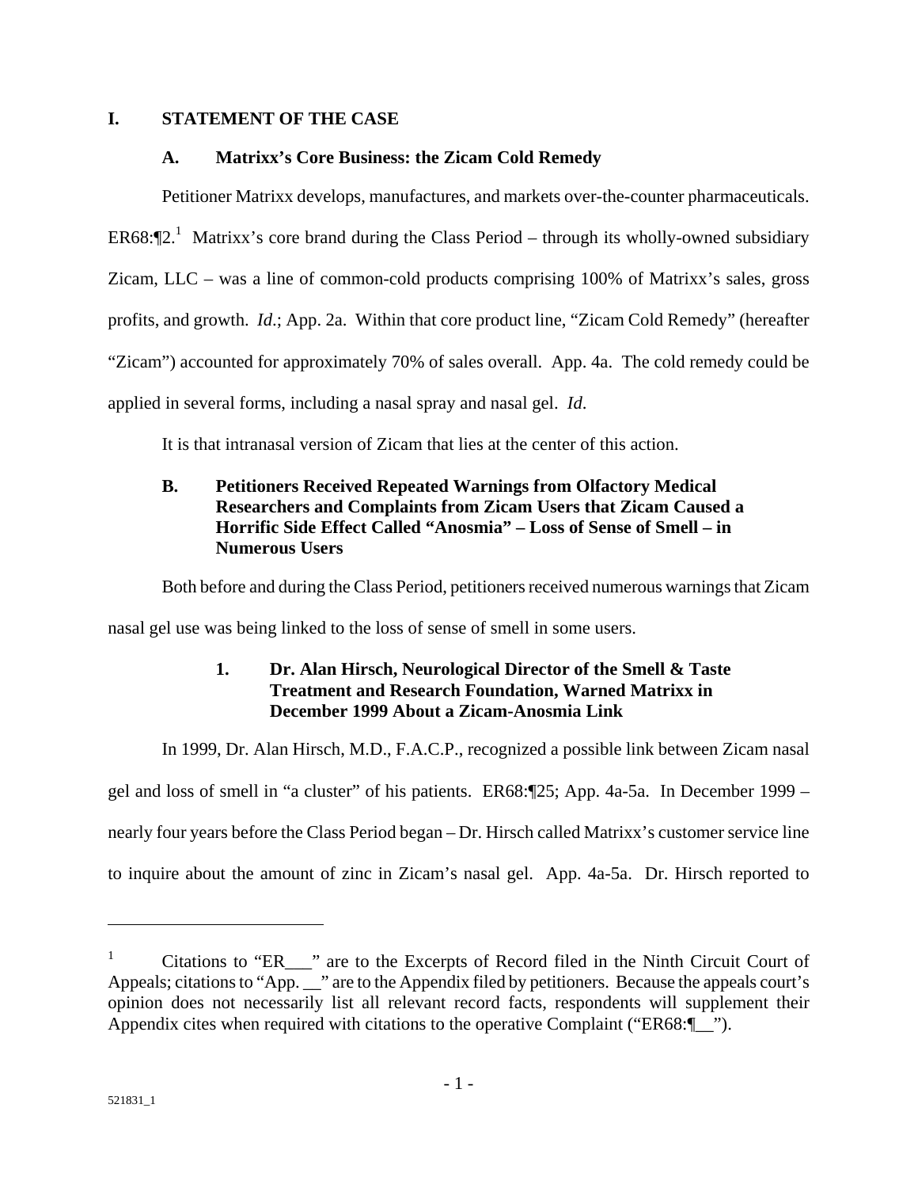# I. STATEMENT OF THE CASE

## A. Matrixx's Core Business: the Zicam Cold Remedy

Petitioner Matrixx develops, manufactures, and markets over-the-counter pharmaceuticals. ER68:¶2.[1] Matrixx's core brand during the Class Period – through its wholly-owned subsidiary Zicam, LLC – was a line of common-cold products comprising 100% of Matrixx's sales, gross profits, and growth. *Id*.; App. 2a. Within that core product line, "Zicam Cold Remedy" (hereafter "Zicam") accounted for approximately 70% of sales overall. App. 4a. The cold remedy could be applied in several forms, including a nasal spray and nasal gel. *Id*.

It is that intranasal version of Zicam that lies at the center of this action.

## B. Petitioners Received Repeated Warnings from Olfactory Medical Researchers and Complaints from Zicam Users that Zicam Caused a Horrific Side Effect Called "Anosmia" – Loss of Sense of Smell – in Numerous Users

Both before and during the Class Period, petitioners received numerous warnings that Zicam nasal gel use was being linked to the loss of sense of smell in some users.

### 1. Dr. Alan Hirsch, Neurological Director of the Smell & Taste Treatment and Research Foundation, Warned Matrixx in December 1999 About a Zicam-Anosmia Link

In 1999, Dr. Alan Hirsch, M.D., F.A.C.P., recognized a possible link between Zicam nasal gel and loss of smell in "a cluster" of his patients. ER68:¶25; App. 4a-5a. In December 1999 – nearly four years before the Class Period began – Dr. Hirsch called Matrixx's customer service line to inquire about the amount of zinc in Zicam's nasal gel. App. 4a-5a. Dr. Hirsch reported to

---

[1] Citations to "ER___" are to the Excerpts of Record filed in the Ninth Circuit Court of Appeals; citations to "App. __" are to the Appendix filed by petitioners. Because the appeals court's opinion does not necessarily list all relevant record facts, respondents will supplement their Appendix cites when required with citations to the operative Complaint ("ER68:¶__").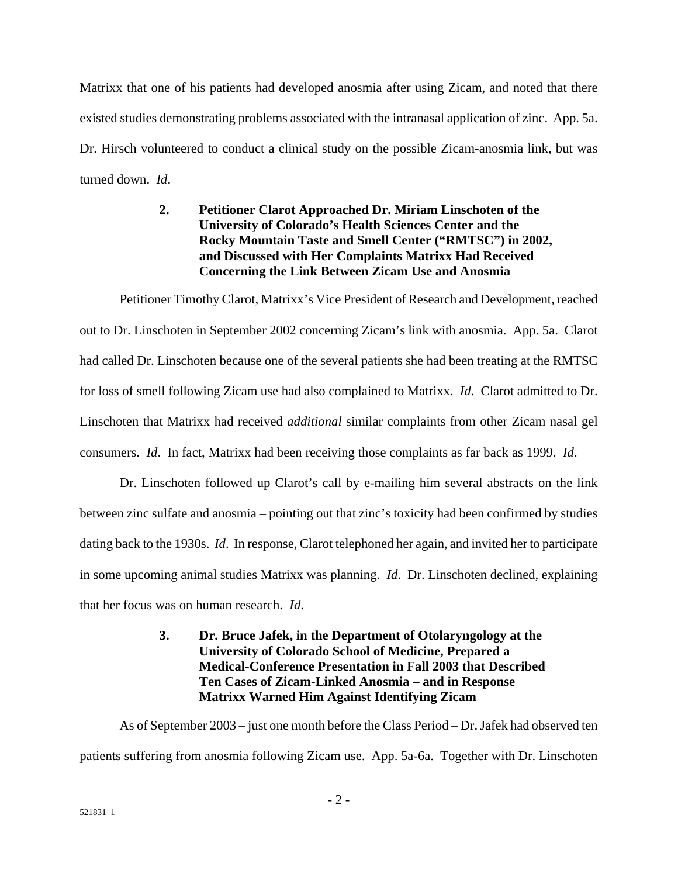Matrixx that one of his patients had developed anosmia after using Zicam, and noted that there existed studies demonstrating problems associated with the intranasal application of zinc. App. 5a. Dr. Hirsch volunteered to conduct a clinical study on the possible Zicam-anosmia link, but was turned down. *Id*.

### 2. Petitioner Clarot Approached Dr. Miriam Linschoten of the University of Colorado's Health Sciences Center and the Rocky Mountain Taste and Smell Center ("RMTSC") in 2002, and Discussed with Her Complaints Matrixx Had Received Concerning the Link Between Zicam Use and Anosmia

Petitioner Timothy Clarot, Matrixx's Vice President of Research and Development, reached out to Dr. Linschoten in September 2002 concerning Zicam's link with anosmia. App. 5a. Clarot had called Dr. Linschoten because one of the several patients she had been treating at the RMTSC for loss of smell following Zicam use had also complained to Matrixx. *Id*. Clarot admitted to Dr. Linschoten that Matrixx had received *additional* similar complaints from other Zicam nasal gel consumers. *Id*. In fact, Matrixx had been receiving those complaints as far back as 1999. *Id*.

Dr. Linschoten followed up Clarot's call by e-mailing him several abstracts on the link between zinc sulfate and anosmia – pointing out that zinc's toxicity had been confirmed by studies dating back to the 1930s. *Id*. In response, Clarot telephoned her again, and invited her to participate in some upcoming animal studies Matrixx was planning. *Id*. Dr. Linschoten declined, explaining that her focus was on human research. *Id*.

### 3. Dr. Bruce Jafek, in the Department of Otolaryngology at the University of Colorado School of Medicine, Prepared a Medical-Conference Presentation in Fall 2003 that Described Ten Cases of Zicam-Linked Anosmia – and in Response Matrixx Warned Him Against Identifying Zicam

As of September 2003 – just one month before the Class Period – Dr. Jafek had observed ten patients suffering from anosmia following Zicam use. App. 5a-6a. Together with Dr. Linschoten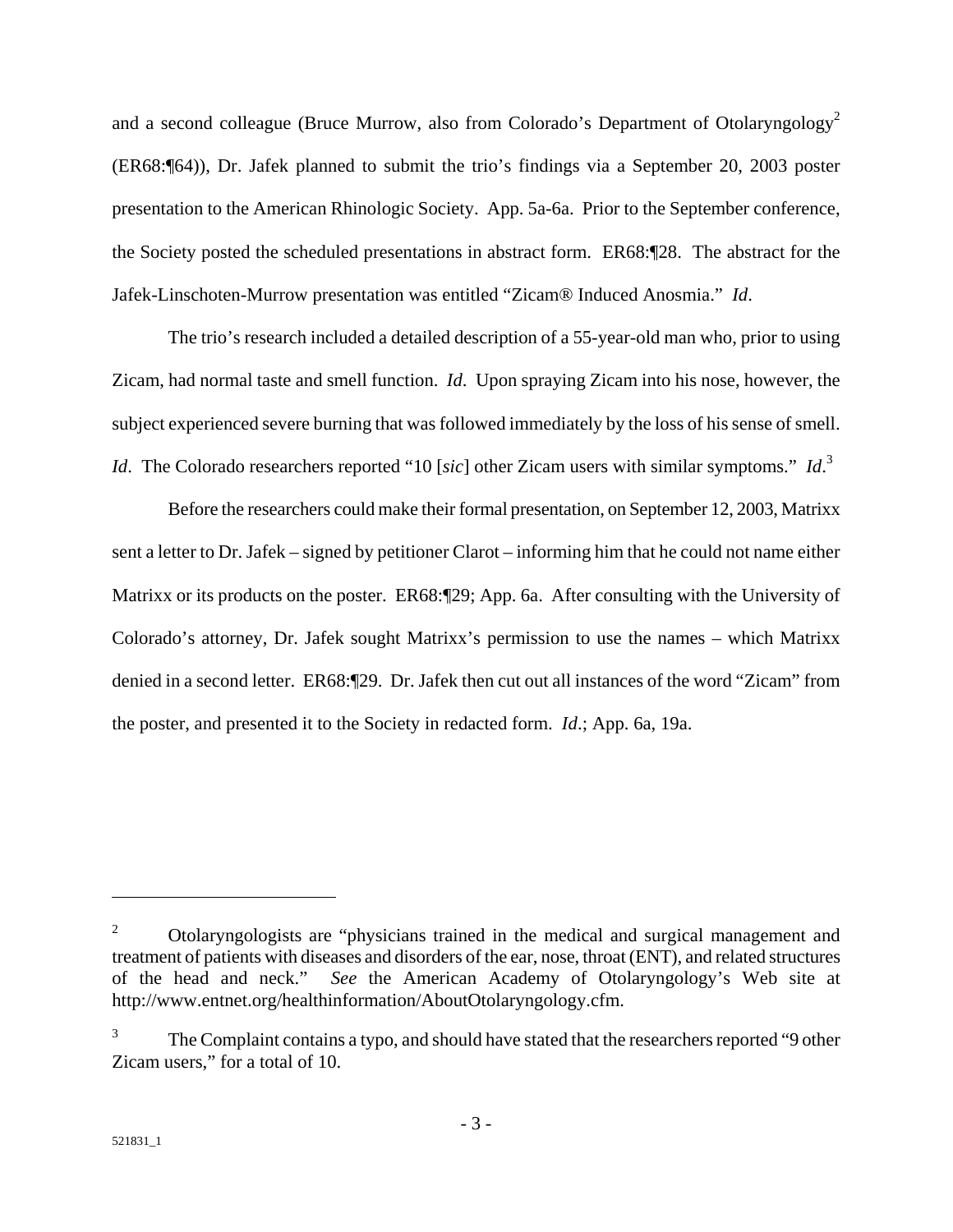and a second colleague (Bruce Murrow, also from Colorado's Department of Otolaryngology[2] (ER68:¶64)), Dr. Jafek planned to submit the trio's findings via a September 20, 2003 poster presentation to the American Rhinologic Society. App. 5a-6a. Prior to the September conference, the Society posted the scheduled presentations in abstract form. ER68:¶28. The abstract for the Jafek-Linschoten-Murrow presentation was entitled "Zicam® Induced Anosmia." *Id*.

The trio's research included a detailed description of a 55-year-old man who, prior to using Zicam, had normal taste and smell function. *Id*. Upon spraying Zicam into his nose, however, the subject experienced severe burning that was followed immediately by the loss of his sense of smell. *Id*. The Colorado researchers reported "10 [*sic*] other Zicam users with similar symptoms." *Id*.[3]

Before the researchers could make their formal presentation, on September 12, 2003, Matrixx sent a letter to Dr. Jafek – signed by petitioner Clarot – informing him that he could not name either Matrixx or its products on the poster. ER68:¶29; App. 6a. After consulting with the University of Colorado's attorney, Dr. Jafek sought Matrixx's permission to use the names – which Matrixx denied in a second letter. ER68:¶29. Dr. Jafek then cut out all instances of the word "Zicam" from the poster, and presented it to the Society in redacted form. *Id*.; App. 6a, 19a.

---

[2] Otolaryngologists are "physicians trained in the medical and surgical management and treatment of patients with diseases and disorders of the ear, nose, throat (ENT), and related structures of the head and neck." *See* the American Academy of Otolaryngology's Web site at http://www.entnet.org/healthinformation/AboutOtolaryngology.cfm.

[3] The Complaint contains a typo, and should have stated that the researchers reported "9 other Zicam users," for a total of 10.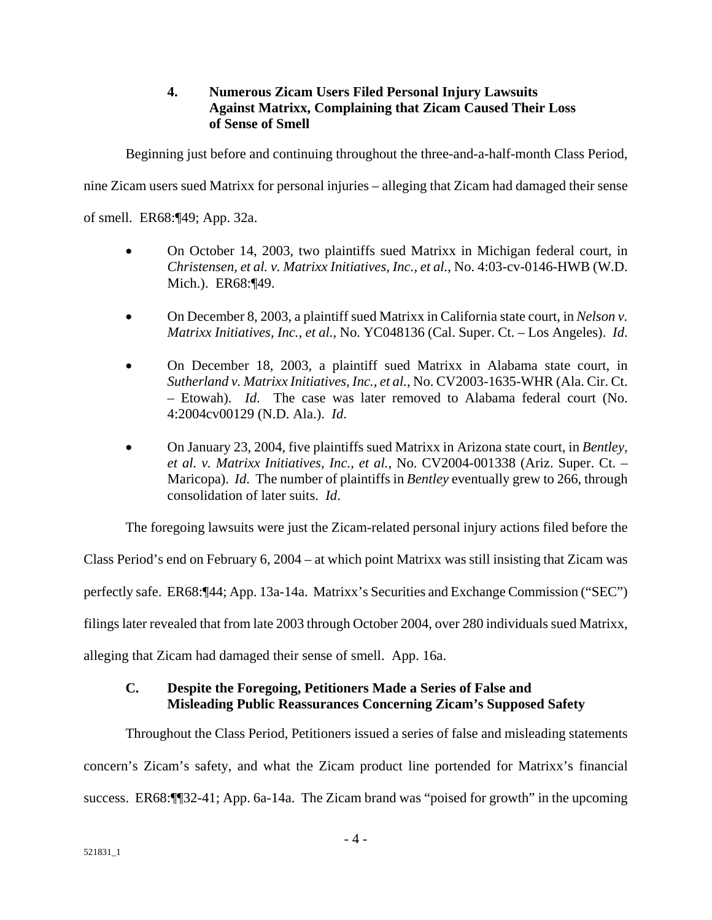#### 4. Numerous Zicam Users Filed Personal Injury Lawsuits Against Matrixx, Complaining that Zicam Caused Their Loss of Sense of Smell

Beginning just before and continuing throughout the three-and-a-half-month Class Period, nine Zicam users sued Matrixx for personal injuries – alleging that Zicam had damaged their sense of smell. ER68:¶49; App. 32a.

- On October 14, 2003, two plaintiffs sued Matrixx in Michigan federal court, in *Christensen, et al. v. Matrixx Initiatives, Inc., et al.*, No. 4:03-cv-0146-HWB (W.D. Mich.). ER68:¶49.
- On December 8, 2003, a plaintiff sued Matrixx in California state court, in *Nelson v. Matrixx Initiatives, Inc., et al.*, No. YC048136 (Cal. Super. Ct. – Los Angeles). *Id*.
- On December 18, 2003, a plaintiff sued Matrixx in Alabama state court, in *Sutherland v. Matrixx Initiatives, Inc., et al.*, No. CV2003-1635-WHR (Ala. Cir. Ct. – Etowah). *Id.* The case was later removed to Alabama federal court (No. 4:2004cv00129 (N.D. Ala.). *Id*.
- On January 23, 2004, five plaintiffs sued Matrixx in Arizona state court, in *Bentley, et al. v. Matrixx Initiatives, Inc., et al.*, No. CV2004-001338 (Ariz. Super. Ct. – Maricopa). *Id*. The number of plaintiffs in *Bentley* eventually grew to 266, through consolidation of later suits. *Id*.

The foregoing lawsuits were just the Zicam-related personal injury actions filed before the Class Period's end on February 6, 2004 – at which point Matrixx was still insisting that Zicam was perfectly safe. ER68:¶44; App. 13a-14a. Matrixx's Securities and Exchange Commission ("SEC") filings later revealed that from late 2003 through October 2004, over 280 individuals sued Matrixx, alleging that Zicam had damaged their sense of smell. App. 16a.

### C. Despite the Foregoing, Petitioners Made a Series of False and Misleading Public Reassurances Concerning Zicam's Supposed Safety

Throughout the Class Period, Petitioners issued a series of false and misleading statements concern's Zicam's safety, and what the Zicam product line portended for Matrixx's financial success. ER68:¶¶32-41; App. 6a-14a. The Zicam brand was "poised for growth" in the upcoming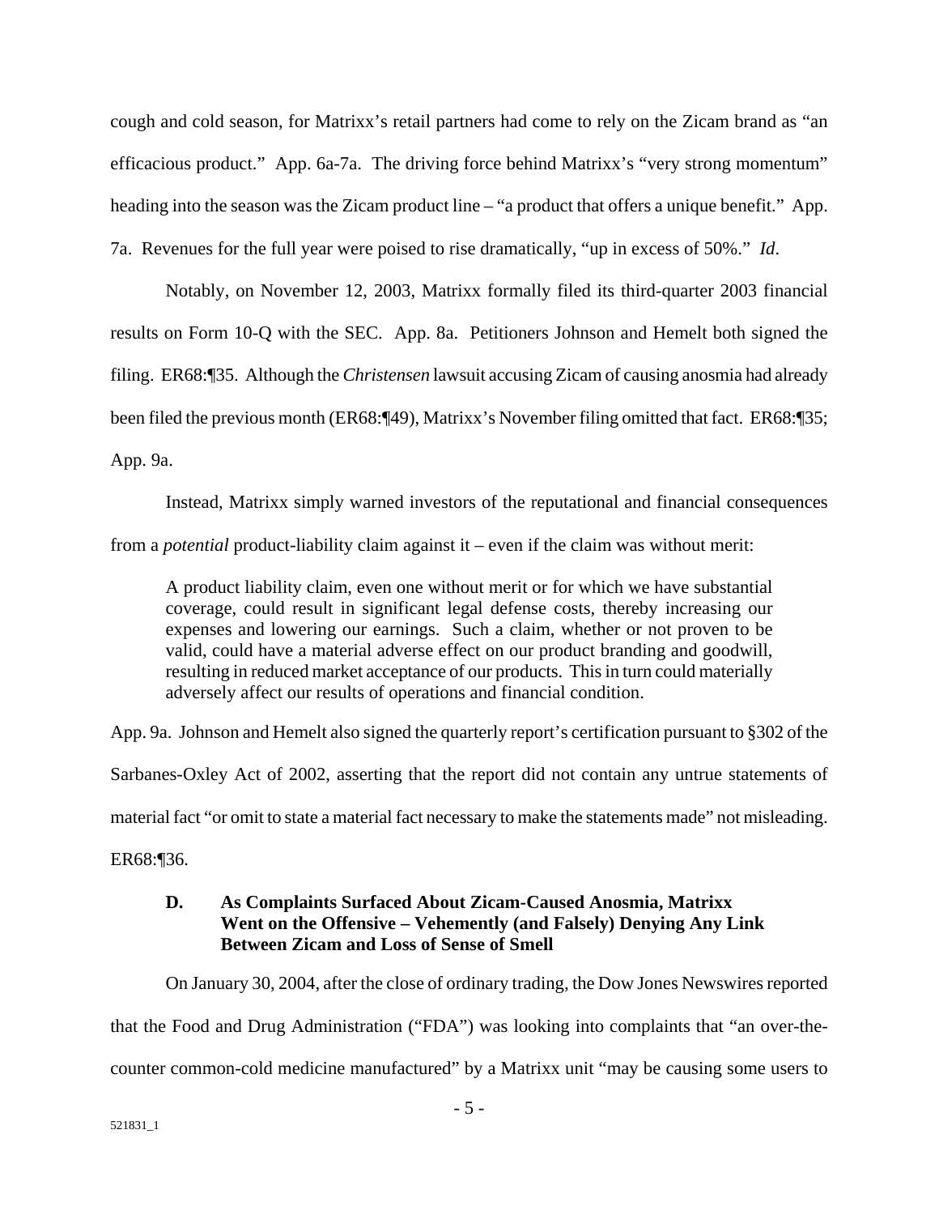cough and cold season, for Matrixx's retail partners had come to rely on the Zicam brand as "an efficacious product." App. 6a-7a. The driving force behind Matrixx's "very strong momentum" heading into the season was the Zicam product line – "a product that offers a unique benefit." App. 7a. Revenues for the full year were poised to rise dramatically, "up in excess of 50%." *Id*.

Notably, on November 12, 2003, Matrixx formally filed its third-quarter 2003 financial results on Form 10-Q with the SEC. App. 8a. Petitioners Johnson and Hemelt both signed the filing. ER68:¶35. Although the *Christensen* lawsuit accusing Zicam of causing anosmia had already been filed the previous month (ER68:¶49), Matrixx's November filing omitted that fact. ER68:¶35; App. 9a.

Instead, Matrixx simply warned investors of the reputational and financial consequences from a *potential* product-liability claim against it – even if the claim was without merit:

> A product liability claim, even one without merit or for which we have substantial coverage, could result in significant legal defense costs, thereby increasing our expenses and lowering our earnings. Such a claim, whether or not proven to be valid, could have a material adverse effect on our product branding and goodwill, resulting in reduced market acceptance of our products. This in turn could materially adversely affect our results of operations and financial condition.

App. 9a. Johnson and Hemelt also signed the quarterly report's certification pursuant to §302 of the Sarbanes-Oxley Act of 2002, asserting that the report did not contain any untrue statements of material fact "or omit to state a material fact necessary to make the statements made" not misleading. ER68:¶36.

### D. As Complaints Surfaced About Zicam-Caused Anosmia, Matrixx Went on the Offensive – Vehemently (and Falsely) Denying Any Link Between Zicam and Loss of Sense of Smell

On January 30, 2004, after the close of ordinary trading, the Dow Jones Newswires reported that the Food and Drug Administration ("FDA") was looking into complaints that "an over-the-counter common-cold medicine manufactured" by a Matrixx unit "may be causing some users to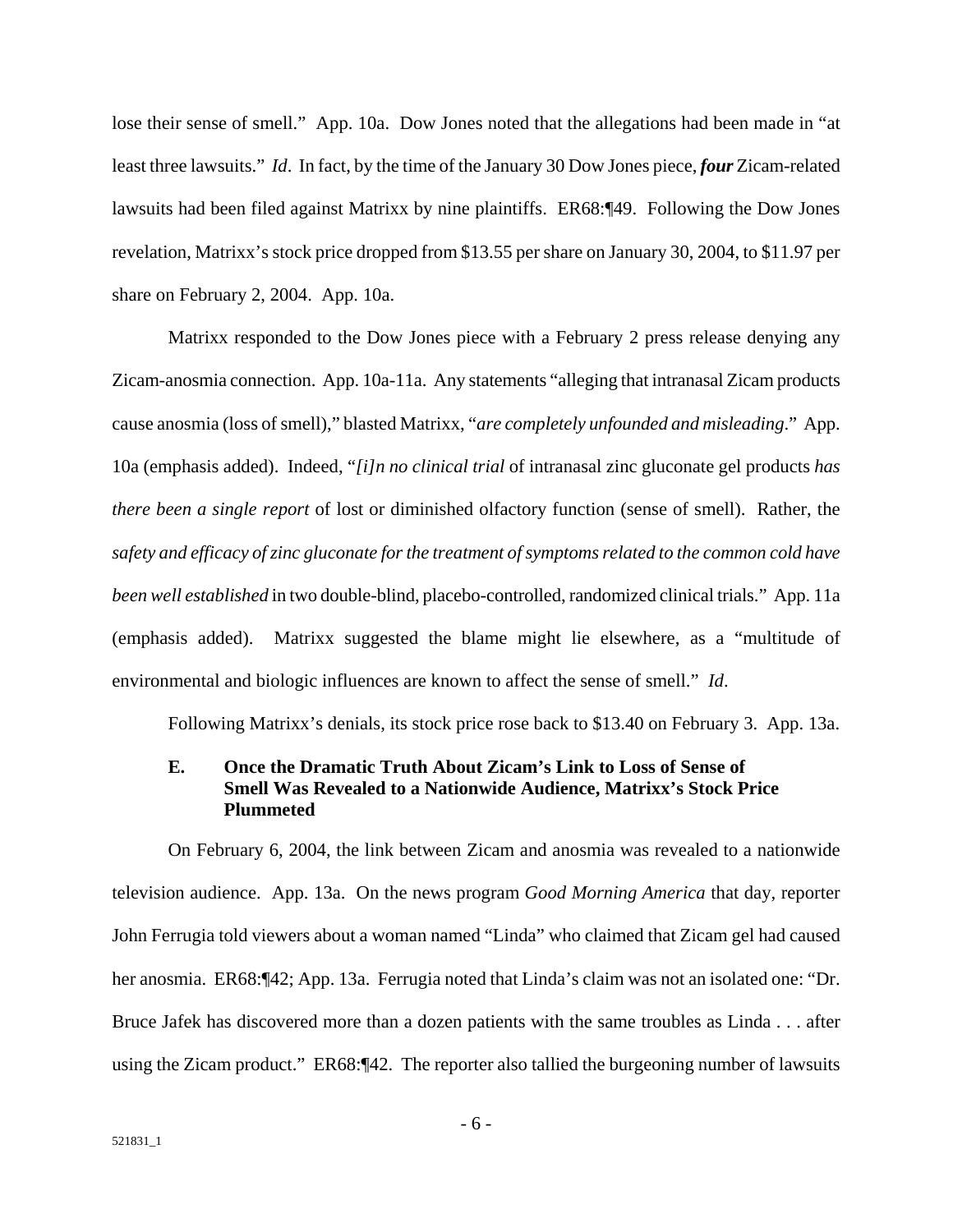lose their sense of smell." App. 10a. Dow Jones noted that the allegations had been made in "at least three lawsuits." *Id*. In fact, by the time of the January 30 Dow Jones piece, ***four*** Zicam-related lawsuits had been filed against Matrixx by nine plaintiffs. ER68:¶49. Following the Dow Jones revelation, Matrixx's stock price dropped from $13.55 per share on January 30, 2004, to $11.97 per share on February 2, 2004. App. 10a.

Matrixx responded to the Dow Jones piece with a February 2 press release denying any Zicam-anosmia connection. App. 10a-11a. Any statements "alleging that intranasal Zicam products cause anosmia (loss of smell)," blasted Matrixx, "*are completely unfounded and misleading*." App. 10a (emphasis added). Indeed, "*[i]n no clinical trial* of intranasal zinc gluconate gel products *has there been a single report* of lost or diminished olfactory function (sense of smell). Rather, the *safety and efficacy of zinc gluconate for the treatment of symptoms related to the common cold have been well established* in two double-blind, placebo-controlled, randomized clinical trials." App. 11a (emphasis added). Matrixx suggested the blame might lie elsewhere, as a "multitude of environmental and biologic influences are known to affect the sense of smell." *Id*.

Following Matrixx's denials, its stock price rose back to $13.40 on February 3. App. 13a.

### E. Once the Dramatic Truth About Zicam's Link to Loss of Sense of Smell Was Revealed to a Nationwide Audience, Matrixx's Stock Price Plummeted

On February 6, 2004, the link between Zicam and anosmia was revealed to a nationwide television audience. App. 13a. On the news program *Good Morning America* that day, reporter John Ferrugia told viewers about a woman named "Linda" who claimed that Zicam gel had caused her anosmia. ER68:¶42; App. 13a. Ferrugia noted that Linda's claim was not an isolated one: "Dr. Bruce Jafek has discovered more than a dozen patients with the same troubles as Linda . . . after using the Zicam product." ER68:¶42. The reporter also tallied the burgeoning number of lawsuits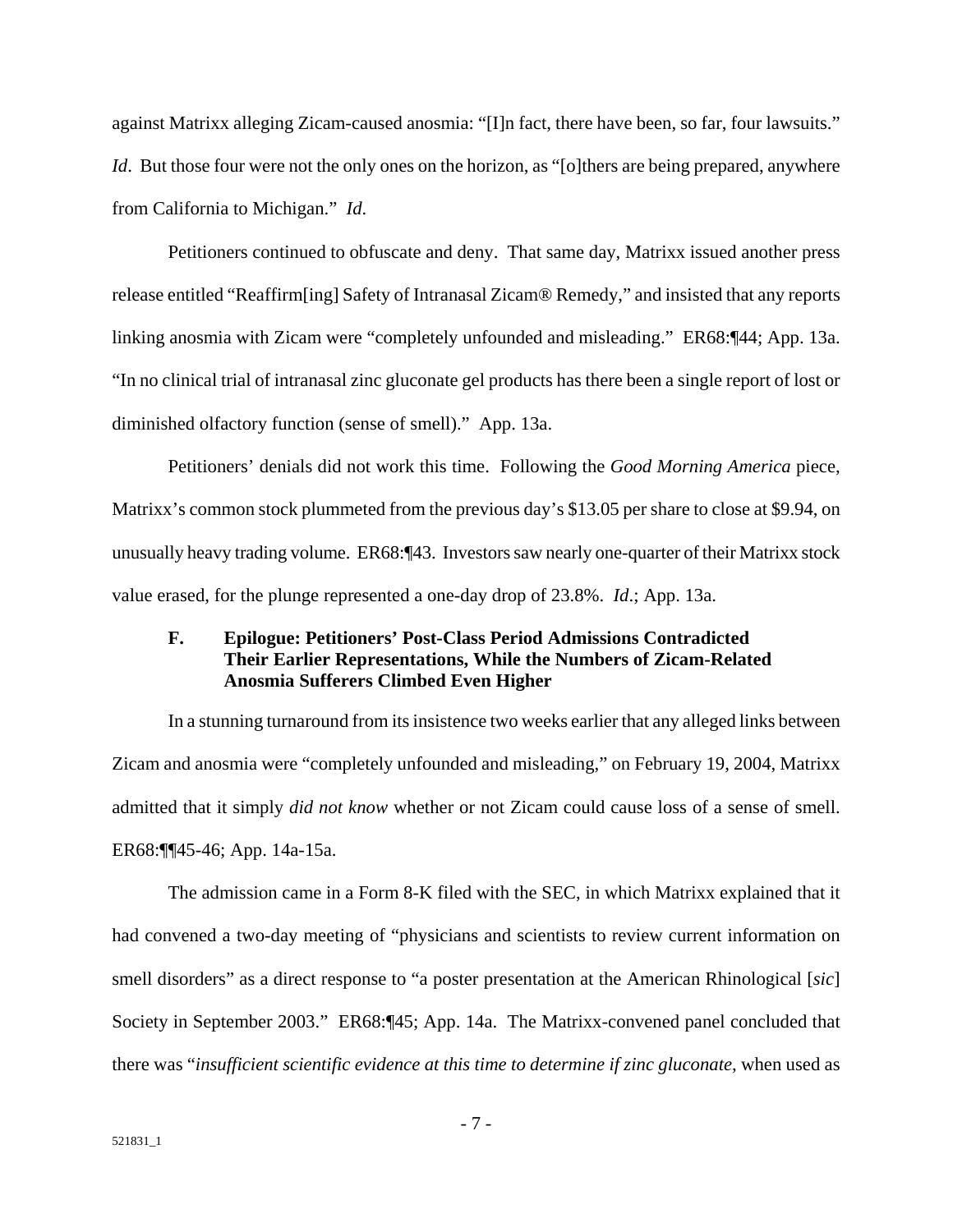against Matrixx alleging Zicam-caused anosmia: "[I]n fact, there have been, so far, four lawsuits." *Id*. But those four were not the only ones on the horizon, as "[o]thers are being prepared, anywhere from California to Michigan." *Id*.

Petitioners continued to obfuscate and deny. That same day, Matrixx issued another press release entitled "Reaffirm[ing] Safety of Intranasal Zicam® Remedy," and insisted that any reports linking anosmia with Zicam were "completely unfounded and misleading." ER68:¶44; App. 13a. "In no clinical trial of intranasal zinc gluconate gel products has there been a single report of lost or diminished olfactory function (sense of smell)." App. 13a.

Petitioners' denials did not work this time. Following the *Good Morning America* piece, Matrixx's common stock plummeted from the previous day's $13.05 per share to close at $9.94, on unusually heavy trading volume. ER68:¶43. Investors saw nearly one-quarter of their Matrixx stock value erased, for the plunge represented a one-day drop of 23.8%. *Id*.; App. 13a.

### F. Epilogue: Petitioners' Post-Class Period Admissions Contradicted Their Earlier Representations, While the Numbers of Zicam-Related Anosmia Sufferers Climbed Even Higher

In a stunning turnaround from its insistence two weeks earlier that any alleged links between Zicam and anosmia were "completely unfounded and misleading," on February 19, 2004, Matrixx admitted that it simply *did not know* whether or not Zicam could cause loss of a sense of smell. ER68:¶¶45-46; App. 14a-15a.

The admission came in a Form 8-K filed with the SEC, in which Matrixx explained that it had convened a two-day meeting of "physicians and scientists to review current information on smell disorders" as a direct response to "a poster presentation at the American Rhinological [*sic*] Society in September 2003." ER68:¶45; App. 14a. The Matrixx-convened panel concluded that there was "*insufficient scientific evidence at this time to determine if zinc gluconate*, when used as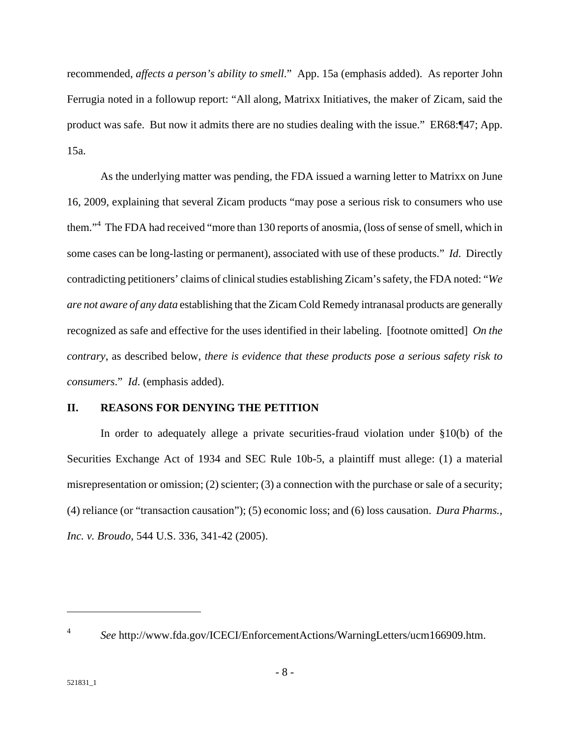recommended, *affects a person's ability to smell*." App. 15a (emphasis added). As reporter John Ferrugia noted in a followup report: "All along, Matrixx Initiatives, the maker of Zicam, said the product was safe. But now it admits there are no studies dealing with the issue." ER68:¶47; App. 15a.

As the underlying matter was pending, the FDA issued a warning letter to Matrixx on June 16, 2009, explaining that several Zicam products "may pose a serious risk to consumers who use them."[4] The FDA had received "more than 130 reports of anosmia, (loss of sense of smell, which in some cases can be long-lasting or permanent), associated with use of these products." *Id*. Directly contradicting petitioners' claims of clinical studies establishing Zicam's safety, the FDA noted: "*We are not aware of any data* establishing that the Zicam Cold Remedy intranasal products are generally recognized as safe and effective for the uses identified in their labeling. [footnote omitted] *On the contrary*, as described below, *there is evidence that these products pose a serious safety risk to consumers*." *Id*. (emphasis added).

## II. REASONS FOR DENYING THE PETITION

In order to adequately allege a private securities-fraud violation under §10(b) of the Securities Exchange Act of 1934 and SEC Rule 10b-5, a plaintiff must allege: (1) a material misrepresentation or omission; (2) scienter; (3) a connection with the purchase or sale of a security; (4) reliance (or "transaction causation"); (5) economic loss; and (6) loss causation. *Dura Pharms., Inc. v. Broudo*, 544 U.S. 336, 341-42 (2005).

---

[4] *See* http://www.fda.gov/ICECI/EnforcementActions/WarningLetters/ucm166909.htm.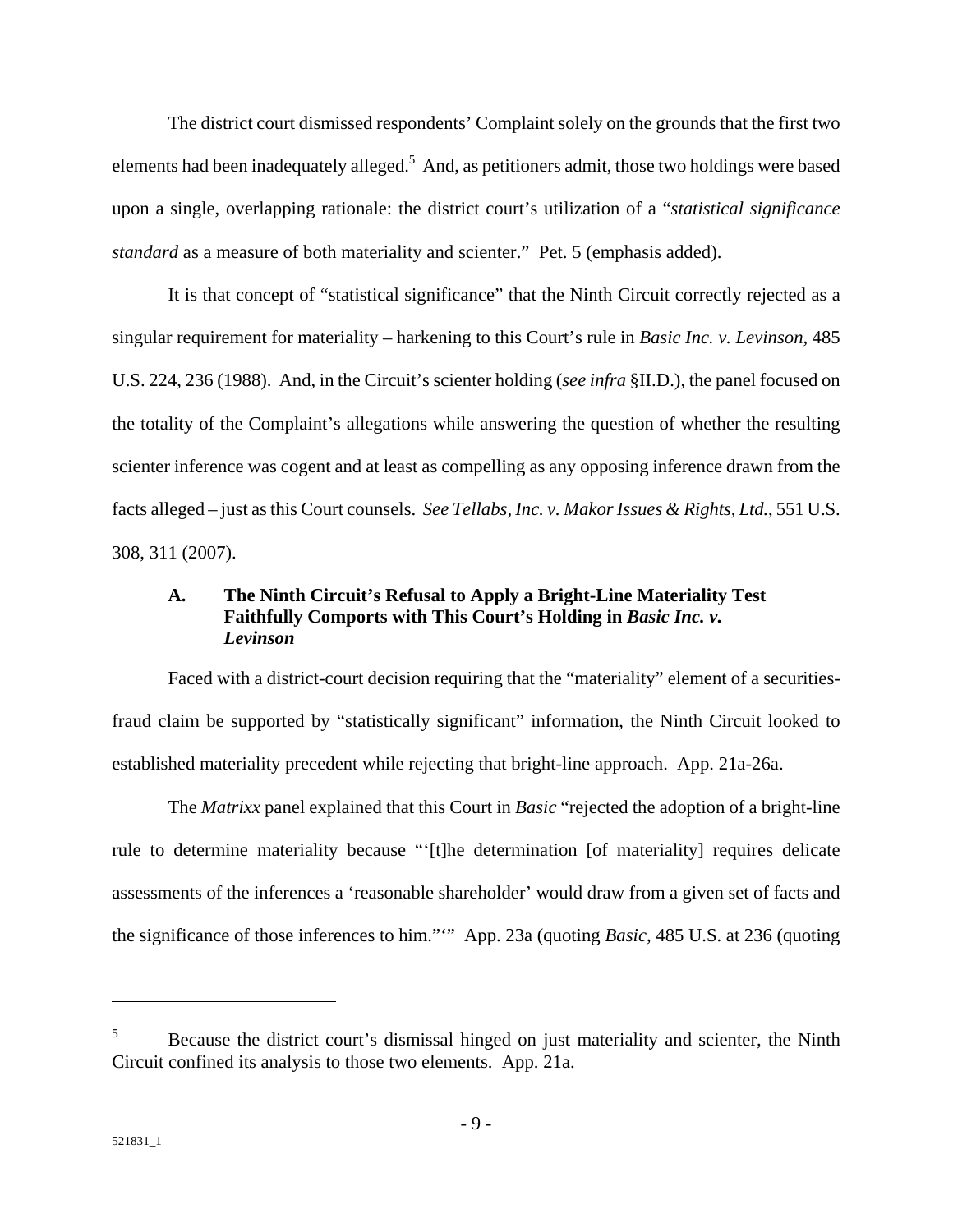The district court dismissed respondents' Complaint solely on the grounds that the first two elements had been inadequately alleged.[5] And, as petitioners admit, those two holdings were based upon a single, overlapping rationale: the district court's utilization of a "*statistical significance standard* as a measure of both materiality and scienter." Pet. 5 (emphasis added).

It is that concept of "statistical significance" that the Ninth Circuit correctly rejected as a singular requirement for materiality – harkening to this Court's rule in *Basic Inc. v. Levinson*, 485 U.S. 224, 236 (1988). And, in the Circuit's scienter holding (*see infra* §II.D.), the panel focused on the totality of the Complaint's allegations while answering the question of whether the resulting scienter inference was cogent and at least as compelling as any opposing inference drawn from the facts alleged – just as this Court counsels. *See Tellabs, Inc. v. Makor Issues & Rights, Ltd.*, 551 U.S. 308, 311 (2007).

### A. The Ninth Circuit's Refusal to Apply a Bright-Line Materiality Test Faithfully Comports with This Court's Holding in *Basic Inc. v. Levinson*

Faced with a district-court decision requiring that the "materiality" element of a securities-fraud claim be supported by "statistically significant" information, the Ninth Circuit looked to established materiality precedent while rejecting that bright-line approach. App. 21a-26a.

The *Matrixx* panel explained that this Court in *Basic* "rejected the adoption of a bright-line rule to determine materiality because "'[t]he determination [of materiality] requires delicate assessments of the inferences a 'reasonable shareholder' would draw from a given set of facts and the significance of those inferences to him."'" App. 23a (quoting *Basic*, 485 U.S. at 236 (quoting

---

[5] Because the district court's dismissal hinged on just materiality and scienter, the Ninth Circuit confined its analysis to those two elements. App. 21a.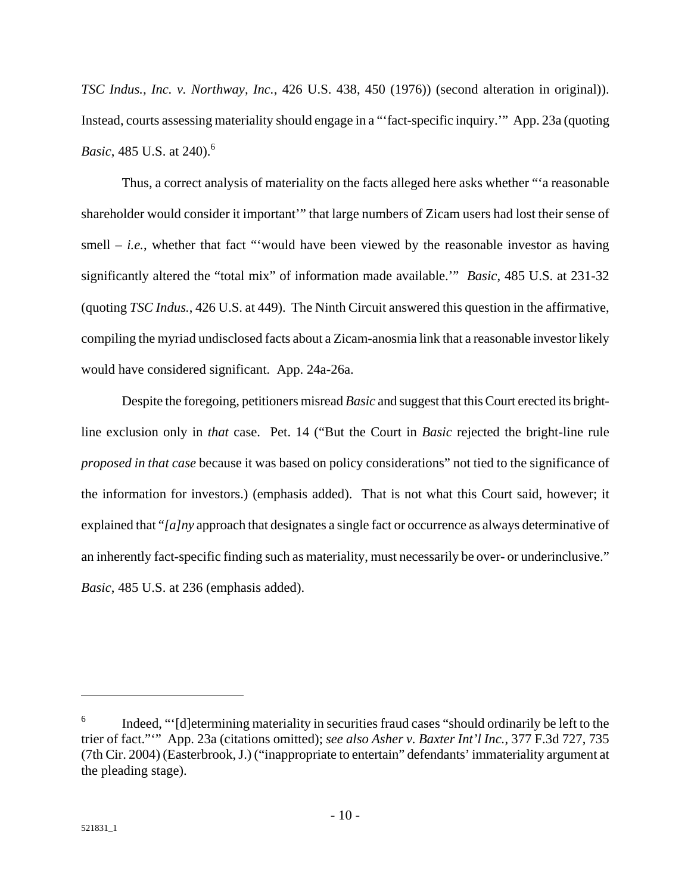*TSC Indus., Inc. v. Northway, Inc.*, 426 U.S. 438, 450 (1976)) (second alteration in original)). Instead, courts assessing materiality should engage in a "'fact-specific inquiry.'" App. 23a (quoting *Basic*, 485 U.S. at 240).[6]

Thus, a correct analysis of materiality on the facts alleged here asks whether "'a reasonable shareholder would consider it important'" that large numbers of Zicam users had lost their sense of smell – *i.e.*, whether that fact "'would have been viewed by the reasonable investor as having significantly altered the "total mix" of information made available.'" *Basic*, 485 U.S. at 231-32 (quoting *TSC Indus.*, 426 U.S. at 449). The Ninth Circuit answered this question in the affirmative, compiling the myriad undisclosed facts about a Zicam-anosmia link that a reasonable investor likely would have considered significant. App. 24a-26a.

Despite the foregoing, petitioners misread *Basic* and suggest that this Court erected its bright-line exclusion only in *that* case. Pet. 14 ("But the Court in *Basic* rejected the bright-line rule *proposed in that case* because it was based on policy considerations" not tied to the significance of the information for investors.) (emphasis added). That is not what this Court said, however; it explained that "*[a]ny* approach that designates a single fact or occurrence as always determinative of an inherently fact-specific finding such as materiality, must necessarily be over- or underinclusive." *Basic*, 485 U.S. at 236 (emphasis added).

---

[6] Indeed, "'[d]etermining materiality in securities fraud cases "should ordinarily be left to the trier of fact."'" App. 23a (citations omitted); *see also Asher v. Baxter Int'l Inc.*, 377 F.3d 727, 735 (7th Cir. 2004) (Easterbrook, J.) ("inappropriate to entertain" defendants' immateriality argument at the pleading stage).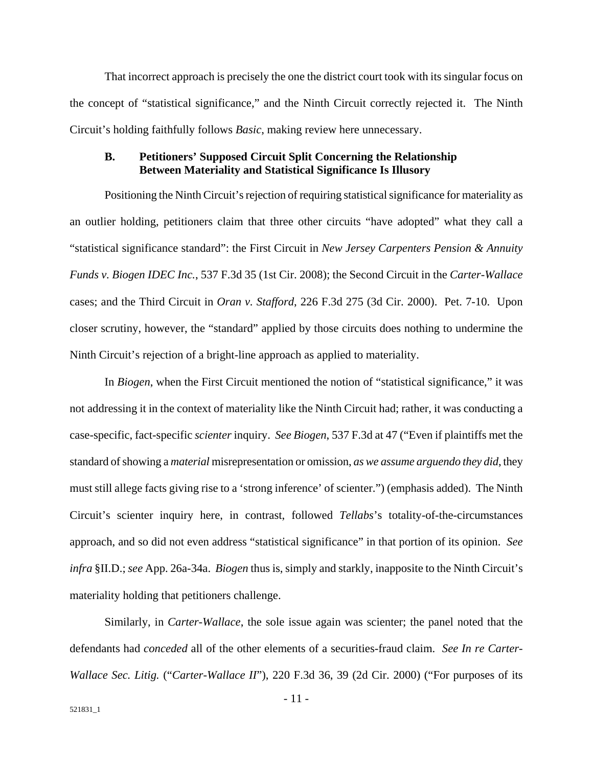That incorrect approach is precisely the one the district court took with its singular focus on the concept of "statistical significance," and the Ninth Circuit correctly rejected it. The Ninth Circuit's holding faithfully follows *Basic*, making review here unnecessary.

### B. Petitioners' Supposed Circuit Split Concerning the Relationship Between Materiality and Statistical Significance Is Illusory

Positioning the Ninth Circuit's rejection of requiring statistical significance for materiality as an outlier holding, petitioners claim that three other circuits "have adopted" what they call a "statistical significance standard": the First Circuit in *New Jersey Carpenters Pension & Annuity Funds v. Biogen IDEC Inc.*, 537 F.3d 35 (1st Cir. 2008); the Second Circuit in the *Carter-Wallace* cases; and the Third Circuit in *Oran v. Stafford*, 226 F.3d 275 (3d Cir. 2000). Pet. 7-10. Upon closer scrutiny, however, the "standard" applied by those circuits does nothing to undermine the Ninth Circuit's rejection of a bright-line approach as applied to materiality.

In *Biogen*, when the First Circuit mentioned the notion of "statistical significance," it was not addressing it in the context of materiality like the Ninth Circuit had; rather, it was conducting a case-specific, fact-specific *scienter* inquiry. *See Biogen*, 537 F.3d at 47 ("Even if plaintiffs met the standard of showing a *material* misrepresentation or omission, *as we assume arguendo they did*, they must still allege facts giving rise to a 'strong inference' of scienter.") (emphasis added). The Ninth Circuit's scienter inquiry here, in contrast, followed *Tellabs*'s totality-of-the-circumstances approach, and so did not even address "statistical significance" in that portion of its opinion. *See infra* §II.D.; *see* App. 26a-34a. *Biogen* thus is, simply and starkly, inapposite to the Ninth Circuit's materiality holding that petitioners challenge.

Similarly, in *Carter-Wallace*, the sole issue again was scienter; the panel noted that the defendants had *conceded* all of the other elements of a securities-fraud claim. *See In re Carter-Wallace Sec. Litig.* ("*Carter-Wallace II*"), 220 F.3d 36, 39 (2d Cir. 2000) ("For purposes of its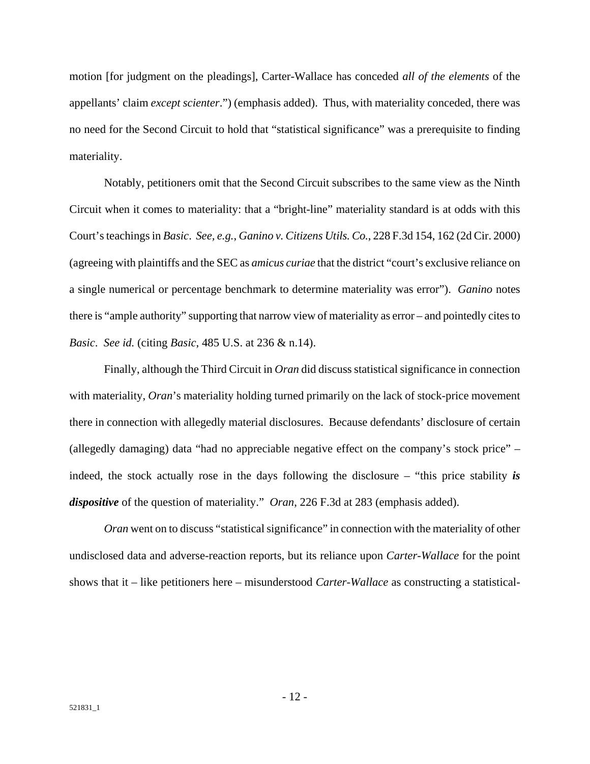motion [for judgment on the pleadings], Carter-Wallace has conceded *all of the elements* of the appellants' claim *except scienter*.") (emphasis added). Thus, with materiality conceded, there was no need for the Second Circuit to hold that "statistical significance" was a prerequisite to finding materiality.

Notably, petitioners omit that the Second Circuit subscribes to the same view as the Ninth Circuit when it comes to materiality: that a "bright-line" materiality standard is at odds with this Court's teachings in *Basic*. *See, e.g.*, *Ganino v. Citizens Utils. Co.*, 228 F.3d 154, 162 (2d Cir. 2000) (agreeing with plaintiffs and the SEC as *amicus curiae* that the district "court's exclusive reliance on a single numerical or percentage benchmark to determine materiality was error"). *Ganino* notes there is "ample authority" supporting that narrow view of materiality as error – and pointedly cites to *Basic*. *See id.* (citing *Basic*, 485 U.S. at 236 & n.14).

Finally, although the Third Circuit in *Oran* did discuss statistical significance in connection with materiality, *Oran*'s materiality holding turned primarily on the lack of stock-price movement there in connection with allegedly material disclosures. Because defendants' disclosure of certain (allegedly damaging) data "had no appreciable negative effect on the company's stock price" – indeed, the stock actually rose in the days following the disclosure – "this price stability ***is dispositive*** of the question of materiality." *Oran*, 226 F.3d at 283 (emphasis added).

*Oran* went on to discuss "statistical significance" in connection with the materiality of other undisclosed data and adverse-reaction reports, but its reliance upon *Carter-Wallace* for the point shows that it – like petitioners here – misunderstood *Carter-Wallace* as constructing a statistical-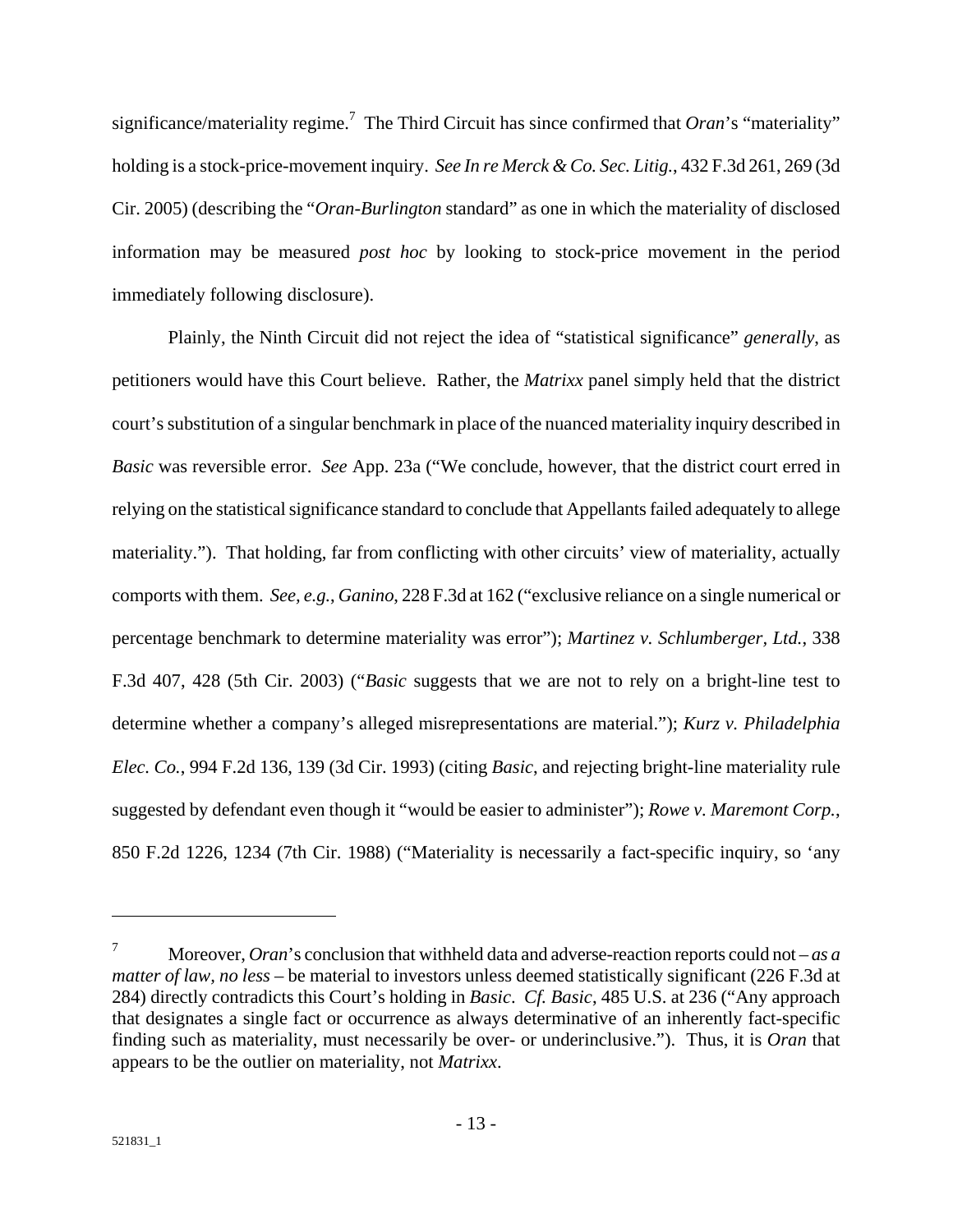significance/materiality regime.[7] The Third Circuit has since confirmed that *Oran*'s "materiality" holding is a stock-price-movement inquiry. *See In re Merck & Co. Sec. Litig.*, 432 F.3d 261, 269 (3d Cir. 2005) (describing the "*Oran-Burlington* standard" as one in which the materiality of disclosed information may be measured *post hoc* by looking to stock-price movement in the period immediately following disclosure).

Plainly, the Ninth Circuit did not reject the idea of "statistical significance" *generally*, as petitioners would have this Court believe. Rather, the *Matrixx* panel simply held that the district court's substitution of a singular benchmark in place of the nuanced materiality inquiry described in *Basic* was reversible error. *See* App. 23a ("We conclude, however, that the district court erred in relying on the statistical significance standard to conclude that Appellants failed adequately to allege materiality."). That holding, far from conflicting with other circuits' view of materiality, actually comports with them. *See, e.g.*, *Ganino*, 228 F.3d at 162 ("exclusive reliance on a single numerical or percentage benchmark to determine materiality was error"); *Martinez v. Schlumberger, Ltd.*, 338 F.3d 407, 428 (5th Cir. 2003) ("*Basic* suggests that we are not to rely on a bright-line test to determine whether a company's alleged misrepresentations are material."); *Kurz v. Philadelphia Elec. Co.*, 994 F.2d 136, 139 (3d Cir. 1993) (citing *Basic*, and rejecting bright-line materiality rule suggested by defendant even though it "would be easier to administer"); *Rowe v. Maremont Corp.*, 850 F.2d 1226, 1234 (7th Cir. 1988) ("Materiality is necessarily a fact-specific inquiry, so 'any

---

[7] Moreover, *Oran*'s conclusion that withheld data and adverse-reaction reports could not – *as a matter of law, no less* – be material to investors unless deemed statistically significant (226 F.3d at 284) directly contradicts this Court's holding in *Basic*. *Cf. Basic*, 485 U.S. at 236 ("Any approach that designates a single fact or occurrence as always determinative of an inherently fact-specific finding such as materiality, must necessarily be over- or underinclusive."). Thus, it is *Oran* that appears to be the outlier on materiality, not *Matrixx*.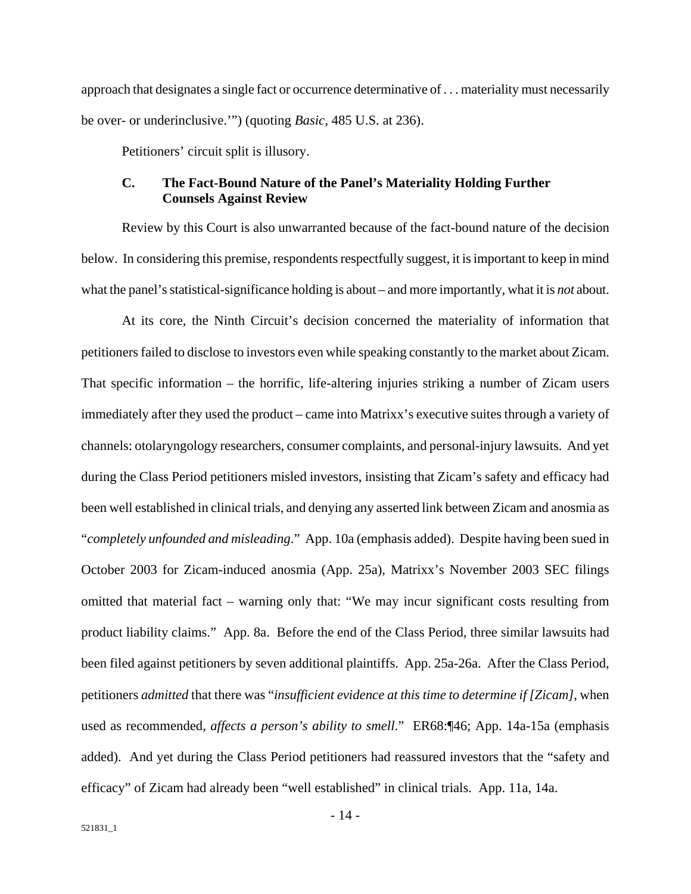approach that designates a single fact or occurrence determinative of . . . materiality must necessarily be over- or underinclusive.'") (quoting *Basic*, 485 U.S. at 236).

Petitioners' circuit split is illusory.

### C. The Fact-Bound Nature of the Panel's Materiality Holding Further Counsels Against Review

Review by this Court is also unwarranted because of the fact-bound nature of the decision below. In considering this premise, respondents respectfully suggest, it is important to keep in mind what the panel's statistical-significance holding is about – and more importantly, what it is *not* about.

At its core, the Ninth Circuit's decision concerned the materiality of information that petitioners failed to disclose to investors even while speaking constantly to the market about Zicam. That specific information – the horrific, life-altering injuries striking a number of Zicam users immediately after they used the product – came into Matrixx's executive suites through a variety of channels: otolaryngology researchers, consumer complaints, and personal-injury lawsuits. And yet during the Class Period petitioners misled investors, insisting that Zicam's safety and efficacy had been well established in clinical trials, and denying any asserted link between Zicam and anosmia as "*completely unfounded and misleading*." App. 10a (emphasis added). Despite having been sued in October 2003 for Zicam-induced anosmia (App. 25a), Matrixx's November 2003 SEC filings omitted that material fact – warning only that: "We may incur significant costs resulting from product liability claims." App. 8a. Before the end of the Class Period, three similar lawsuits had been filed against petitioners by seven additional plaintiffs. App. 25a-26a. After the Class Period, petitioners *admitted* that there was "*insufficient evidence at this time to determine if [Zicam]*, when used as recommended, *affects a person's ability to smell*." ER68:¶46; App. 14a-15a (emphasis added). And yet during the Class Period petitioners had reassured investors that the "safety and efficacy" of Zicam had already been "well established" in clinical trials. App. 11a, 14a.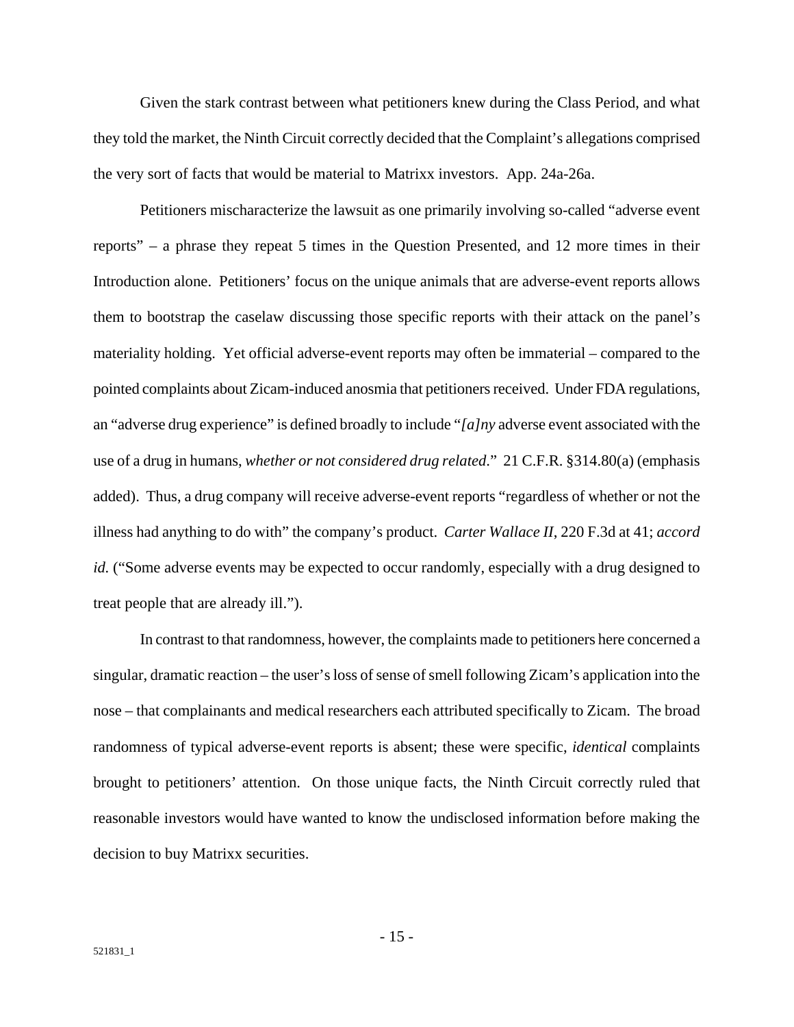Given the stark contrast between what petitioners knew during the Class Period, and what they told the market, the Ninth Circuit correctly decided that the Complaint's allegations comprised the very sort of facts that would be material to Matrixx investors. App. 24a-26a.

Petitioners mischaracterize the lawsuit as one primarily involving so-called "adverse event reports" – a phrase they repeat 5 times in the Question Presented, and 12 more times in their Introduction alone. Petitioners' focus on the unique animals that are adverse-event reports allows them to bootstrap the caselaw discussing those specific reports with their attack on the panel's materiality holding. Yet official adverse-event reports may often be immaterial – compared to the pointed complaints about Zicam-induced anosmia that petitioners received. Under FDA regulations, an "adverse drug experience" is defined broadly to include "*[a]ny* adverse event associated with the use of a drug in humans, *whether or not considered drug related*." 21 C.F.R. §314.80(a) (emphasis added). Thus, a drug company will receive adverse-event reports "regardless of whether or not the illness had anything to do with" the company's product. *Carter Wallace II*, 220 F.3d at 41; *accord id.* ("Some adverse events may be expected to occur randomly, especially with a drug designed to treat people that are already ill.").

In contrast to that randomness, however, the complaints made to petitioners here concerned a singular, dramatic reaction – the user's loss of sense of smell following Zicam's application into the nose – that complainants and medical researchers each attributed specifically to Zicam. The broad randomness of typical adverse-event reports is absent; these were specific, *identical* complaints brought to petitioners' attention. On those unique facts, the Ninth Circuit correctly ruled that reasonable investors would have wanted to know the undisclosed information before making the decision to buy Matrixx securities.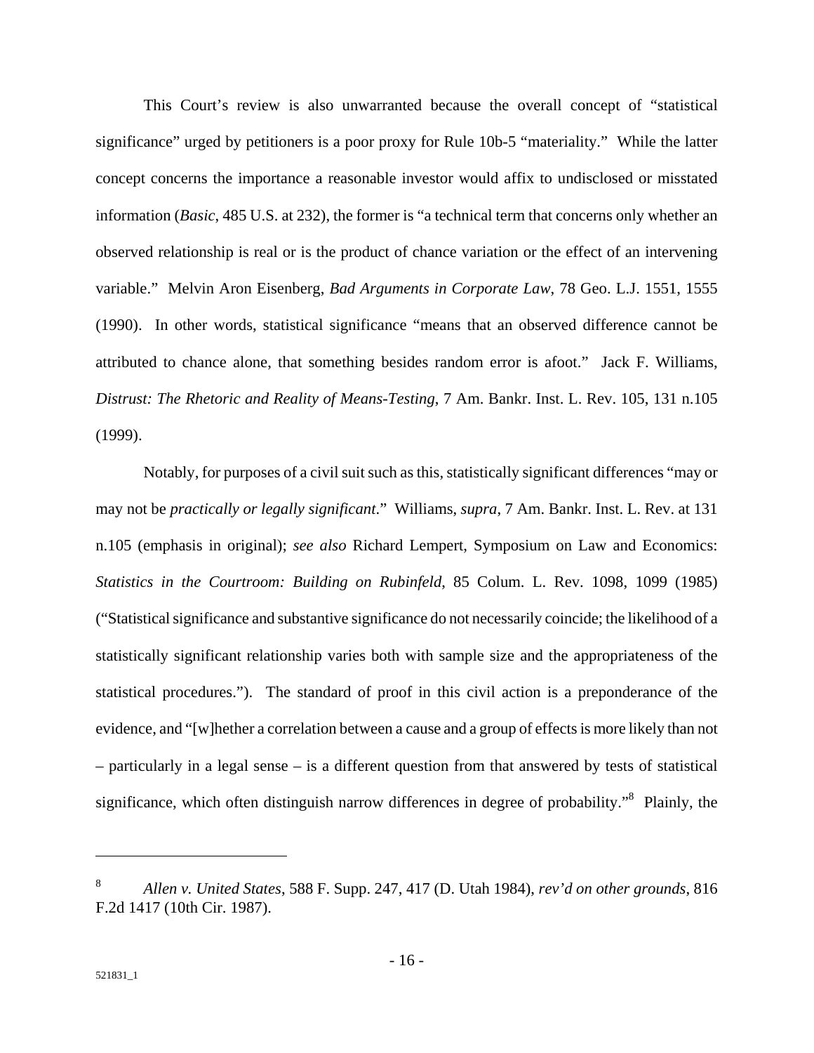This Court's review is also unwarranted because the overall concept of "statistical significance" urged by petitioners is a poor proxy for Rule 10b-5 "materiality." While the latter concept concerns the importance a reasonable investor would affix to undisclosed or misstated information (*Basic*, 485 U.S. at 232), the former is "a technical term that concerns only whether an observed relationship is real or is the product of chance variation or the effect of an intervening variable." Melvin Aron Eisenberg, *Bad Arguments in Corporate Law*, 78 Geo. L.J. 1551, 1555 (1990). In other words, statistical significance "means that an observed difference cannot be attributed to chance alone, that something besides random error is afoot." Jack F. Williams, *Distrust: The Rhetoric and Reality of Means-Testing*, 7 Am. Bankr. Inst. L. Rev. 105, 131 n.105 (1999).

Notably, for purposes of a civil suit such as this, statistically significant differences "may or may not be *practically or legally significant*." Williams, *supra*, 7 Am. Bankr. Inst. L. Rev. at 131 n.105 (emphasis in original); *see also* Richard Lempert, Symposium on Law and Economics: *Statistics in the Courtroom: Building on Rubinfeld*, 85 Colum. L. Rev. 1098, 1099 (1985) ("Statistical significance and substantive significance do not necessarily coincide; the likelihood of a statistically significant relationship varies both with sample size and the appropriateness of the statistical procedures."). The standard of proof in this civil action is a preponderance of the evidence, and "[w]hether a correlation between a cause and a group of effects is more likely than not – particularly in a legal sense – is a different question from that answered by tests of statistical significance, which often distinguish narrow differences in degree of probability."[8] Plainly, the

---

[8] *Allen v. United States*, 588 F. Supp. 247, 417 (D. Utah 1984), *rev'd on other grounds*, 816 F.2d 1417 (10th Cir. 1987).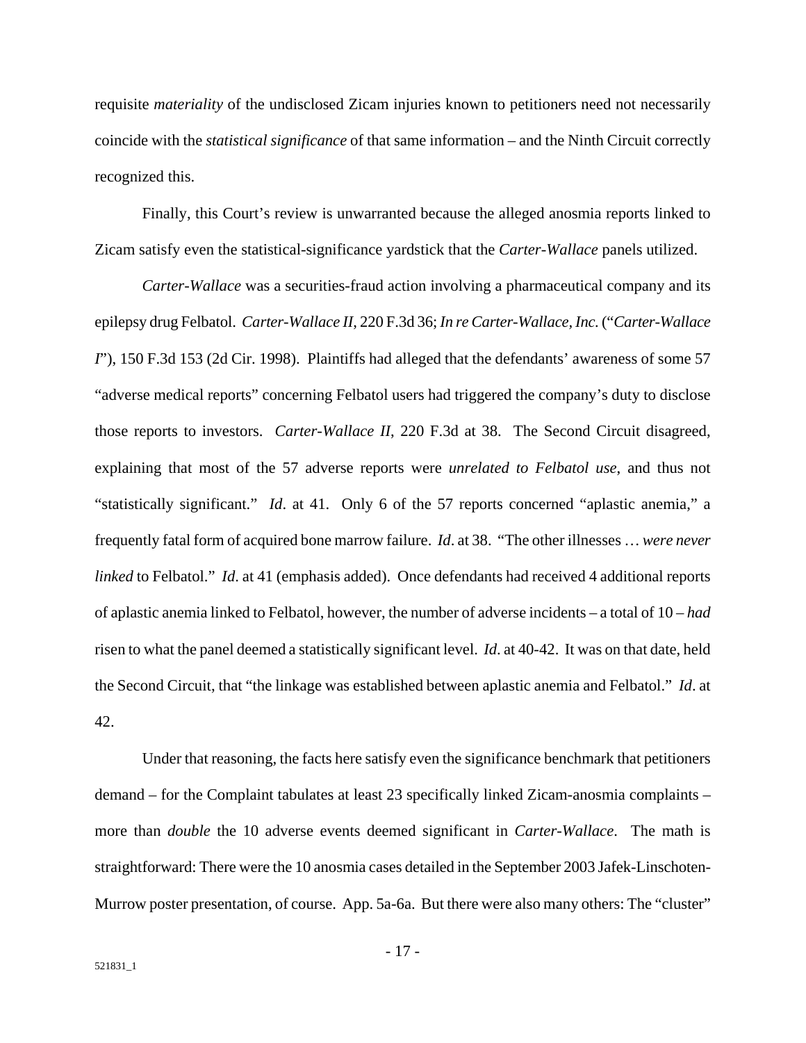requisite *materiality* of the undisclosed Zicam injuries known to petitioners need not necessarily coincide with the *statistical significance* of that same information – and the Ninth Circuit correctly recognized this.

Finally, this Court's review is unwarranted because the alleged anosmia reports linked to Zicam satisfy even the statistical-significance yardstick that the *Carter-Wallace* panels utilized.

*Carter-Wallace* was a securities-fraud action involving a pharmaceutical company and its epilepsy drug Felbatol. *Carter-Wallace II*, 220 F.3d 36; *In re Carter-Wallace, Inc.* ("*Carter-Wallace I*"), 150 F.3d 153 (2d Cir. 1998). Plaintiffs had alleged that the defendants' awareness of some 57 "adverse medical reports" concerning Felbatol users had triggered the company's duty to disclose those reports to investors. *Carter-Wallace II*, 220 F.3d at 38. The Second Circuit disagreed, explaining that most of the 57 adverse reports were *unrelated to Felbatol use*, and thus not "statistically significant." *Id*. at 41. Only 6 of the 57 reports concerned "aplastic anemia," a frequently fatal form of acquired bone marrow failure. *Id*. at 38. "The other illnesses … *were never linked* to Felbatol." *Id*. at 41 (emphasis added). Once defendants had received 4 additional reports of aplastic anemia linked to Felbatol, however, the number of adverse incidents – a total of 10 – *had* risen to what the panel deemed a statistically significant level. *Id*. at 40-42. It was on that date, held the Second Circuit, that "the linkage was established between aplastic anemia and Felbatol." *Id*. at 42.

Under that reasoning, the facts here satisfy even the significance benchmark that petitioners demand – for the Complaint tabulates at least 23 specifically linked Zicam-anosmia complaints – more than *double* the 10 adverse events deemed significant in *Carter-Wallace*. The math is straightforward: There were the 10 anosmia cases detailed in the September 2003 Jafek-Linschoten-Murrow poster presentation, of course. App. 5a-6a. But there were also many others: The "cluster"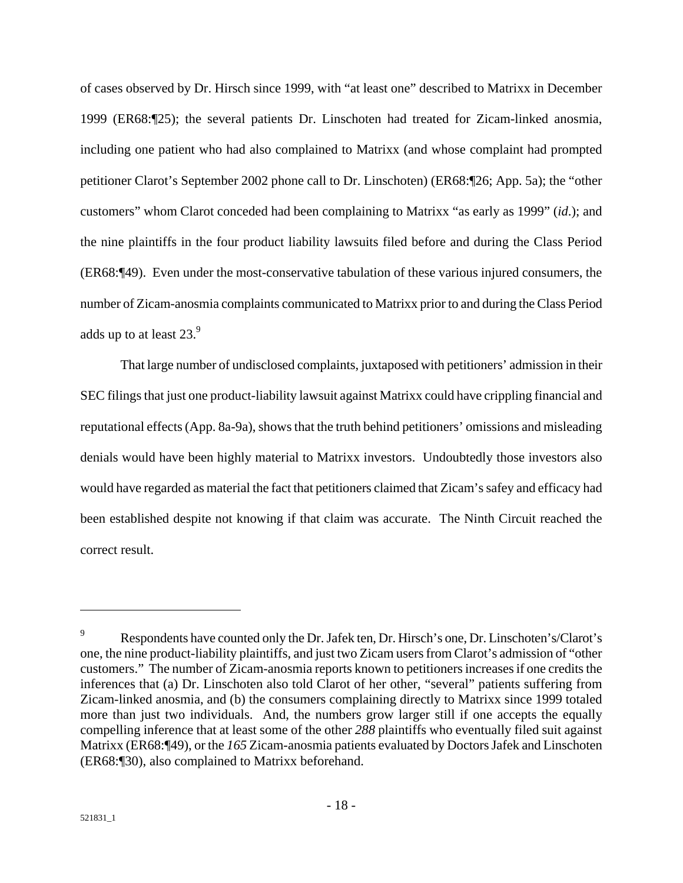of cases observed by Dr. Hirsch since 1999, with "at least one" described to Matrixx in December 1999 (ER68:¶25); the several patients Dr. Linschoten had treated for Zicam-linked anosmia, including one patient who had also complained to Matrixx (and whose complaint had prompted petitioner Clarot's September 2002 phone call to Dr. Linschoten) (ER68:¶26; App. 5a); the "other customers" whom Clarot conceded had been complaining to Matrixx "as early as 1999" (*id*.); and the nine plaintiffs in the four product liability lawsuits filed before and during the Class Period (ER68:¶49). Even under the most-conservative tabulation of these various injured consumers, the number of Zicam-anosmia complaints communicated to Matrixx prior to and during the Class Period adds up to at least 23.[9]

That large number of undisclosed complaints, juxtaposed with petitioners' admission in their SEC filings that just one product-liability lawsuit against Matrixx could have crippling financial and reputational effects (App. 8a-9a), shows that the truth behind petitioners' omissions and misleading denials would have been highly material to Matrixx investors. Undoubtedly those investors also would have regarded as material the fact that petitioners claimed that Zicam's safey and efficacy had been established despite not knowing if that claim was accurate. The Ninth Circuit reached the correct result.

---

[9] Respondents have counted only the Dr. Jafek ten, Dr. Hirsch's one, Dr. Linschoten's/Clarot's one, the nine product-liability plaintiffs, and just two Zicam users from Clarot's admission of "other customers." The number of Zicam-anosmia reports known to petitioners increases if one credits the inferences that (a) Dr. Linschoten also told Clarot of her other, "several" patients suffering from Zicam-linked anosmia, and (b) the consumers complaining directly to Matrixx since 1999 totaled more than just two individuals. And, the numbers grow larger still if one accepts the equally compelling inference that at least some of the other *288* plaintiffs who eventually filed suit against Matrixx (ER68:¶49), or the *165* Zicam-anosmia patients evaluated by Doctors Jafek and Linschoten (ER68:¶30), also complained to Matrixx beforehand.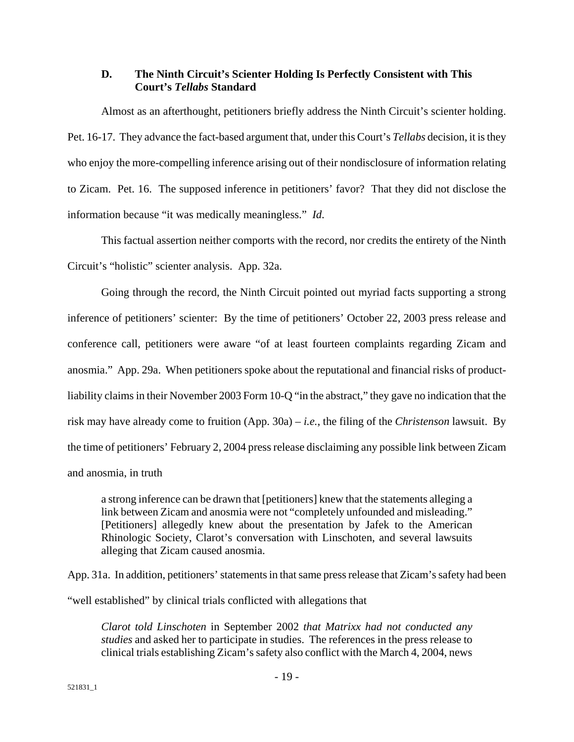### D. The Ninth Circuit's Scienter Holding Is Perfectly Consistent with This Court's *Tellabs* Standard

Almost as an afterthought, petitioners briefly address the Ninth Circuit's scienter holding. Pet. 16-17. They advance the fact-based argument that, under this Court's *Tellabs* decision, it is they who enjoy the more-compelling inference arising out of their nondisclosure of information relating to Zicam. Pet. 16. The supposed inference in petitioners' favor? That they did not disclose the information because "it was medically meaningless." *Id*.

This factual assertion neither comports with the record, nor credits the entirety of the Ninth Circuit's "holistic" scienter analysis. App. 32a.

Going through the record, the Ninth Circuit pointed out myriad facts supporting a strong inference of petitioners' scienter: By the time of petitioners' October 22, 2003 press release and conference call, petitioners were aware "of at least fourteen complaints regarding Zicam and anosmia." App. 29a. When petitioners spoke about the reputational and financial risks of product-liability claims in their November 2003 Form 10-Q "in the abstract," they gave no indication that the risk may have already come to fruition (App. 30a) – *i.e.*, the filing of the *Christenson* lawsuit. By the time of petitioners' February 2, 2004 press release disclaiming any possible link between Zicam and anosmia, in truth

> a strong inference can be drawn that [petitioners] knew that the statements alleging a link between Zicam and anosmia were not "completely unfounded and misleading." [Petitioners] allegedly knew about the presentation by Jafek to the American Rhinologic Society, Clarot's conversation with Linschoten, and several lawsuits alleging that Zicam caused anosmia.

App. 31a. In addition, petitioners' statements in that same press release that Zicam's safety had been "well established" by clinical trials conflicted with allegations that

> *Clarot told Linschoten* in September 2002 *that Matrixx had not conducted any studies* and asked her to participate in studies. The references in the press release to clinical trials establishing Zicam's safety also conflict with the March 4, 2004, news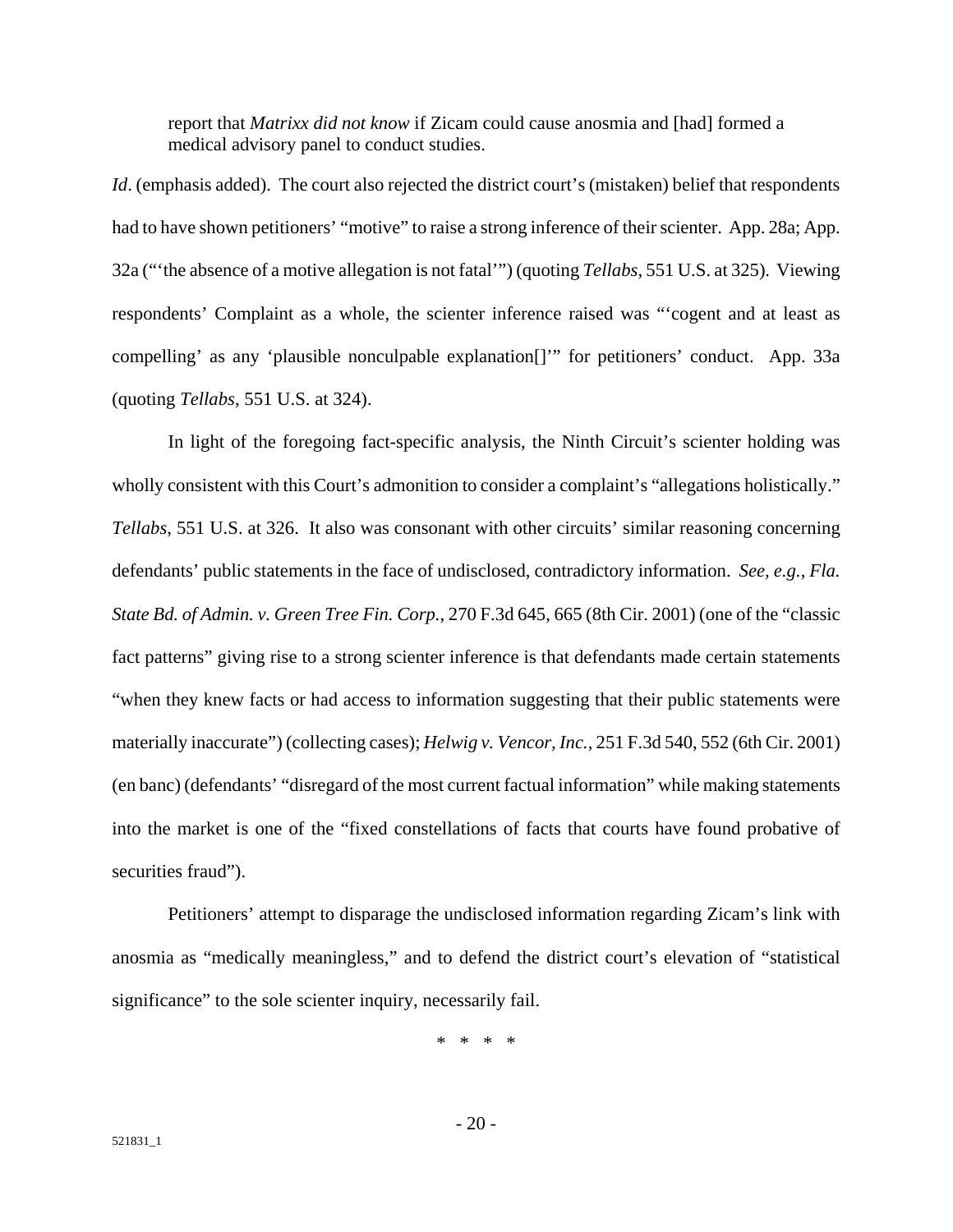> report that *Matrixx did not know* if Zicam could cause anosmia and [had] formed a medical advisory panel to conduct studies.

*Id*. (emphasis added). The court also rejected the district court's (mistaken) belief that respondents had to have shown petitioners' "motive" to raise a strong inference of their scienter. App. 28a; App. 32a ("'the absence of a motive allegation is not fatal'") (quoting *Tellabs*, 551 U.S. at 325). Viewing respondents' Complaint as a whole, the scienter inference raised was "'cogent and at least as compelling' as any 'plausible nonculpable explanation[]'" for petitioners' conduct. App. 33a (quoting *Tellabs*, 551 U.S. at 324).

In light of the foregoing fact-specific analysis, the Ninth Circuit's scienter holding was wholly consistent with this Court's admonition to consider a complaint's "allegations holistically." *Tellabs*, 551 U.S. at 326. It also was consonant with other circuits' similar reasoning concerning defendants' public statements in the face of undisclosed, contradictory information. *See, e.g.*, *Fla. State Bd. of Admin. v. Green Tree Fin. Corp.*, 270 F.3d 645, 665 (8th Cir. 2001) (one of the "classic fact patterns" giving rise to a strong scienter inference is that defendants made certain statements "when they knew facts or had access to information suggesting that their public statements were materially inaccurate") (collecting cases); *Helwig v. Vencor, Inc.*, 251 F.3d 540, 552 (6th Cir. 2001) (en banc) (defendants' "disregard of the most current factual information" while making statements into the market is one of the "fixed constellations of facts that courts have found probative of securities fraud").

Petitioners' attempt to disparage the undisclosed information regarding Zicam's link with anosmia as "medically meaningless," and to defend the district court's elevation of "statistical significance" to the sole scienter inquiry, necessarily fail.

\* \* \* \*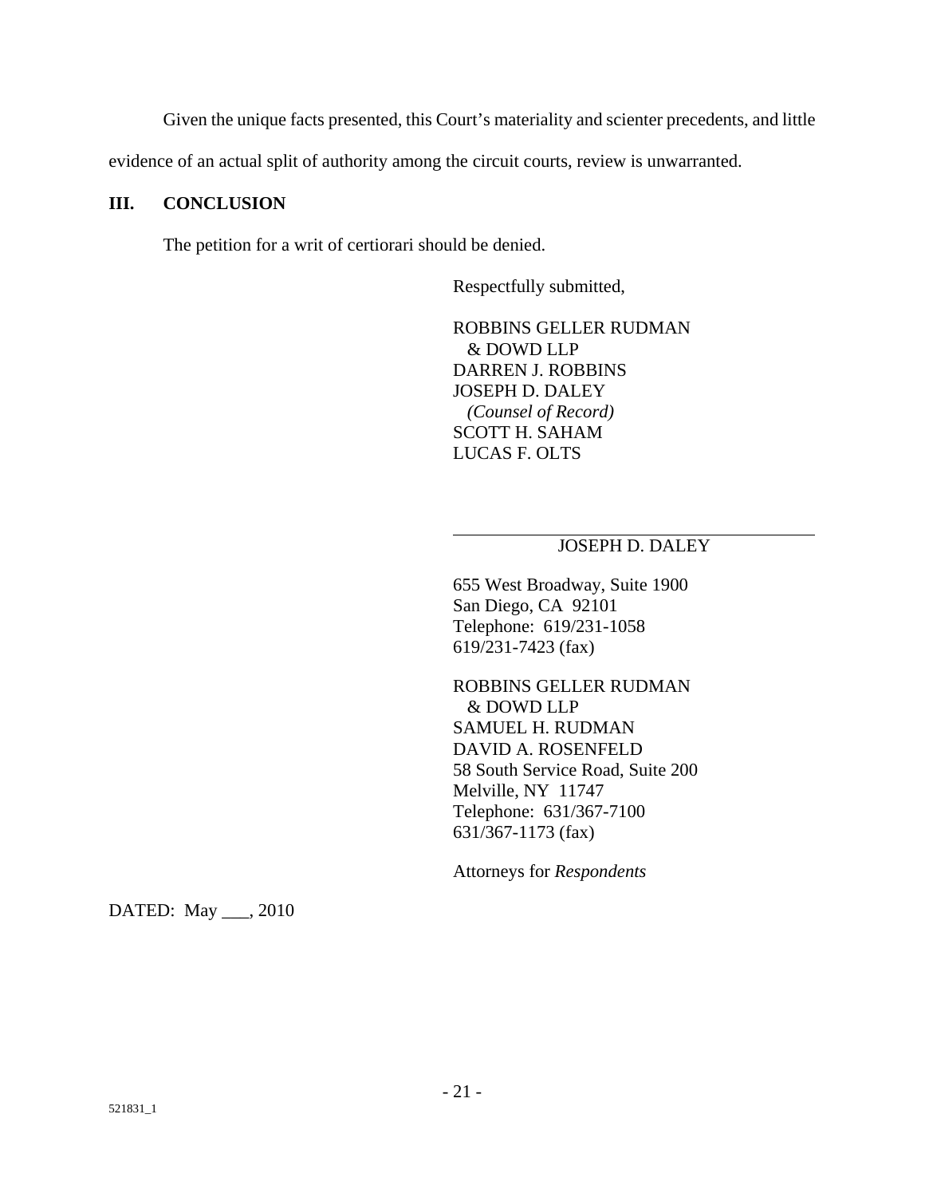Given the unique facts presented, this Court's materiality and scienter precedents, and little evidence of an actual split of authority among the circuit courts, review is unwarranted.

## III. CONCLUSION

The petition for a writ of certiorari should be denied.

Respectfully submitted,

ROBBINS GELLER RUDMAN  
& DOWD LLP  
DARREN J. ROBBINS  
JOSEPH D. DALEY  
*(Counsel of Record)*  
SCOTT H. SAHAM  
LUCAS F. OLTS

\_\_\_\_\_\_\_\_\_\_\_\_\_\_\_\_\_\_\_\_\_\_\_\_\_\_\_\_\_\_\_\_  
JOSEPH D. DALEY

655 West Broadway, Suite 1900  
San Diego, CA 92101  
Telephone: 619/231-1058  
619/231-7423 (fax)

ROBBINS GELLER RUDMAN  
& DOWD LLP  
SAMUEL H. RUDMAN  
DAVID A. ROSENFELD  
58 South Service Road, Suite 200  
Melville, NY 11747  
Telephone: 631/367-7100  
631/367-1173 (fax)

Attorneys for *Respondents*

DATED: May ___, 2010

521831_1